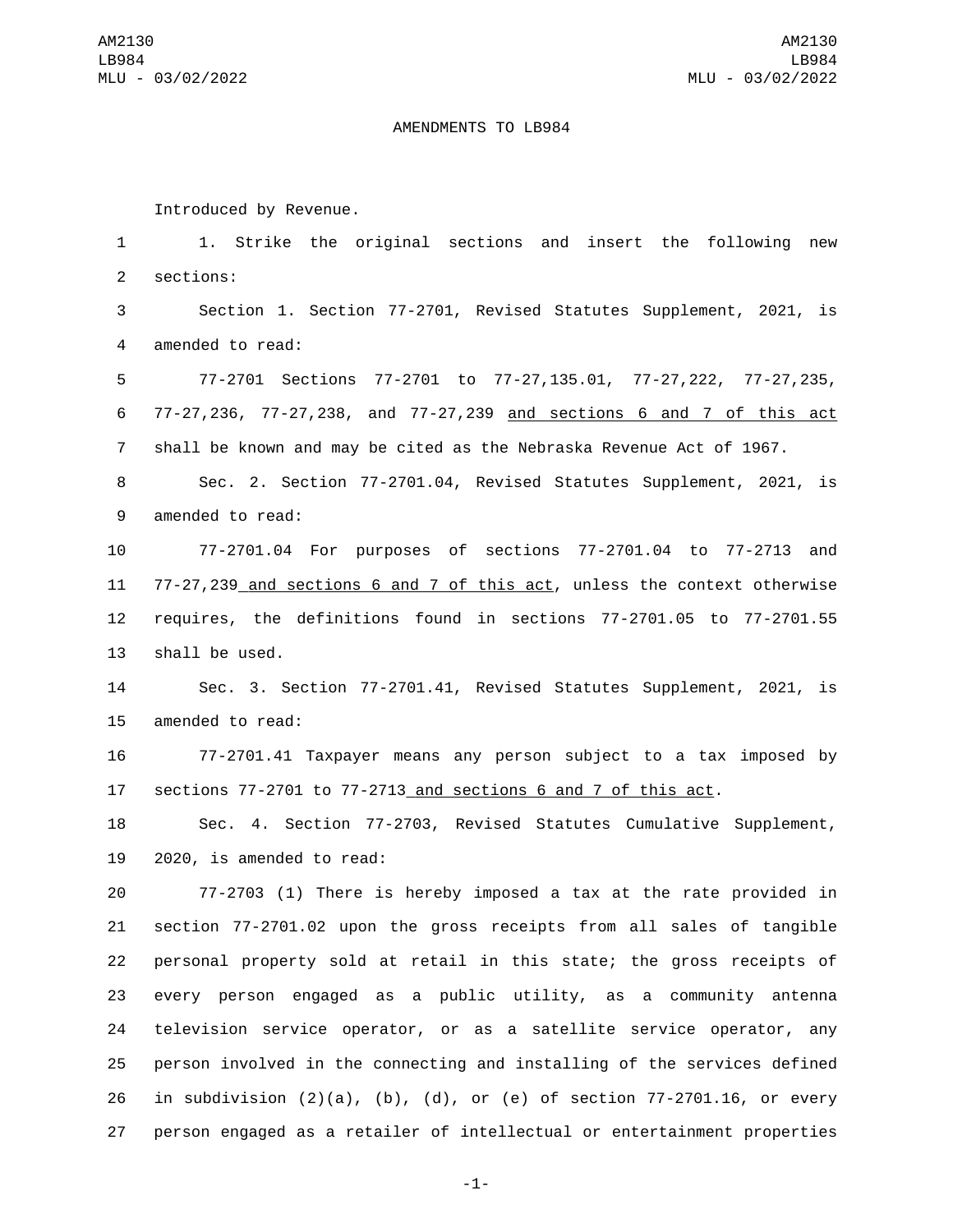AMENDMENTS TO LB984

Introduced by Revenue.

1. Strike the original sections and insert the following new sections:

Section 1. Section 77-2701, Revised Statutes Supplement, 2021, is amended to read:

77-2701 Sections 77-2701 to 77-27,135.01, 77-27,222, 77-27,235, 77-27,236, 77-27,238, and 77-27,239 <u>and sections 6 and 7 of this act</u> shall be known and may be cited as the Nebraska Revenue Act of 1967.

Sec. 2. Section 77-2701.04, Revised Statutes Supplement, 2021, is amended to read:

77-2701.04 For purposes of sections 77-2701.04 to 77-2713 and 77-27,239<u> and sections 6 and 7 of this act</u>, unless the context otherwise requires, the definitions found in sections 77-2701.05 to 77-2701.55 shall be used.

Sec. 3. Section 77-2701.41, Revised Statutes Supplement, 2021, is amended to read:

77-2701.41 Taxpayer means any person subject to a tax imposed by sections 77-2701 to 77-2713<u> and sections 6 and 7 of this act</u>.

Sec. 4. Section 77-2703, Revised Statutes Cumulative Supplement, 2020, is amended to read:

77-2703 (1) There is hereby imposed a tax at the rate provided in section 77-2701.02 upon the gross receipts from all sales of tangible personal property sold at retail in this state; the gross receipts of every person engaged as a public utility, as a community antenna television service operator, or as a satellite service operator, any person involved in the connecting and installing of the services defined in subdivision (2)(a), (b), (d), or (e) of section 77-2701.16, or every person engaged as a retailer of intellectual or entertainment properties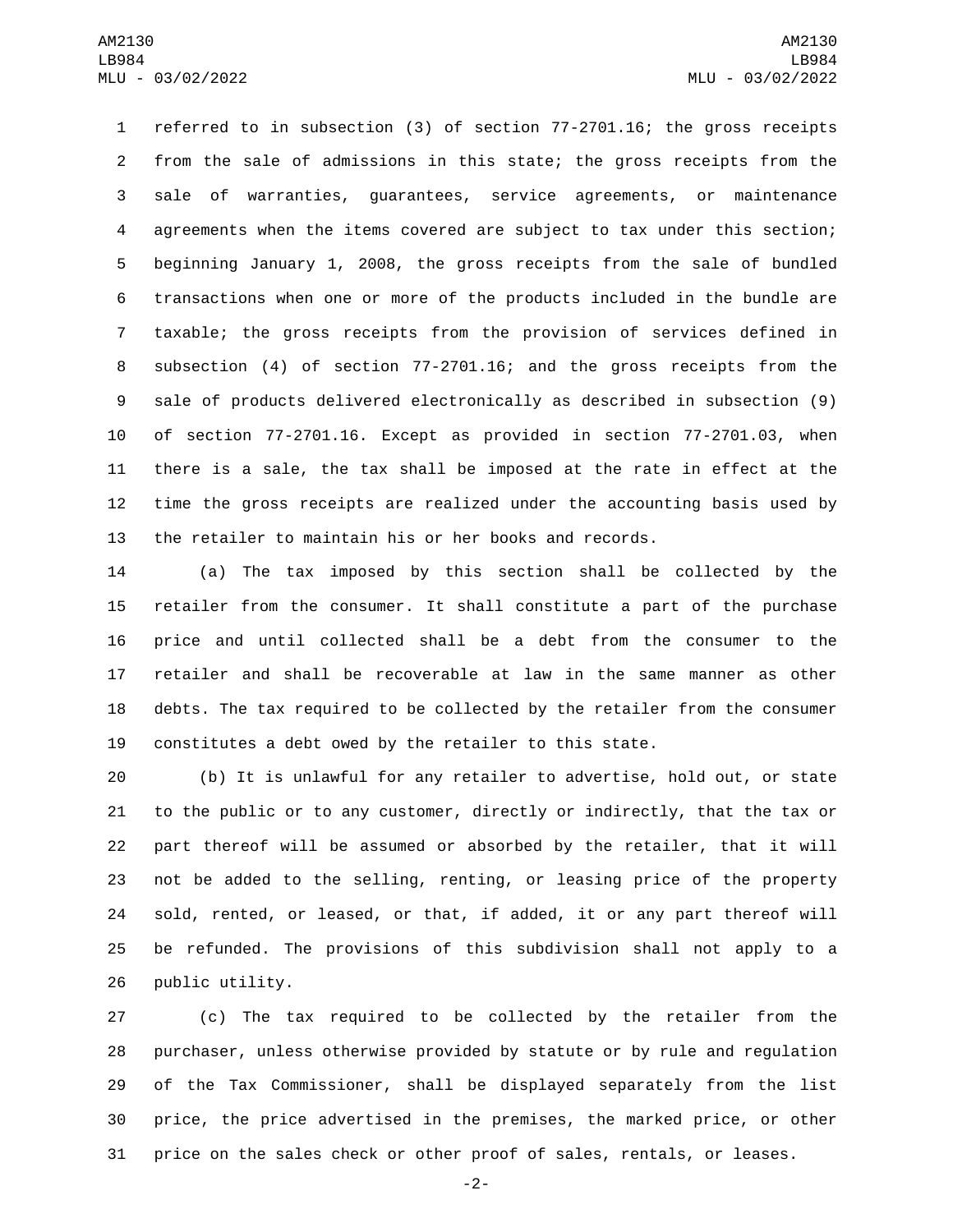referred to in subsection (3) of section 77-2701.16; the gross receipts from the sale of admissions in this state; the gross receipts from the sale of warranties, guarantees, service agreements, or maintenance agreements when the items covered are subject to tax under this section; beginning January 1, 2008, the gross receipts from the sale of bundled transactions when one or more of the products included in the bundle are taxable; the gross receipts from the provision of services defined in subsection (4) of section 77-2701.16; and the gross receipts from the sale of products delivered electronically as described in subsection (9) of section 77-2701.16. Except as provided in section 77-2701.03, when there is a sale, the tax shall be imposed at the rate in effect at the time the gross receipts are realized under the accounting basis used by the retailer to maintain his or her books and records.

(a) The tax imposed by this section shall be collected by the retailer from the consumer. It shall constitute a part of the purchase price and until collected shall be a debt from the consumer to the retailer and shall be recoverable at law in the same manner as other debts. The tax required to be collected by the retailer from the consumer constitutes a debt owed by the retailer to this state.

(b) It is unlawful for any retailer to advertise, hold out, or state to the public or to any customer, directly or indirectly, that the tax or part thereof will be assumed or absorbed by the retailer, that it will not be added to the selling, renting, or leasing price of the property sold, rented, or leased, or that, if added, it or any part thereof will be refunded. The provisions of this subdivision shall not apply to a public utility.

(c) The tax required to be collected by the retailer from the purchaser, unless otherwise provided by statute or by rule and regulation of the Tax Commissioner, shall be displayed separately from the list price, the price advertised in the premises, the marked price, or other price on the sales check or other proof of sales, rentals, or leases.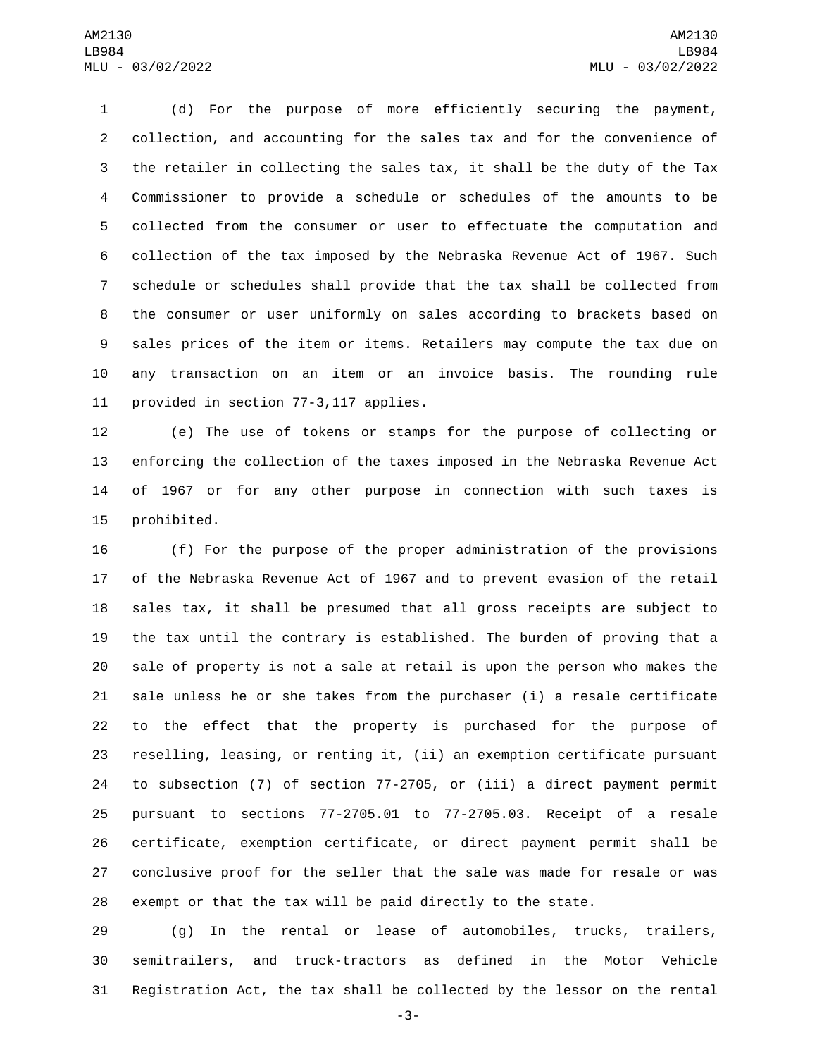(d) For the purpose of more efficiently securing the payment, collection, and accounting for the sales tax and for the convenience of the retailer in collecting the sales tax, it shall be the duty of the Tax Commissioner to provide a schedule or schedules of the amounts to be collected from the consumer or user to effectuate the computation and collection of the tax imposed by the Nebraska Revenue Act of 1967. Such schedule or schedules shall provide that the tax shall be collected from the consumer or user uniformly on sales according to brackets based on sales prices of the item or items. Retailers may compute the tax due on any transaction on an item or an invoice basis. The rounding rule provided in section 77-3,117 applies.

(e) The use of tokens or stamps for the purpose of collecting or enforcing the collection of the taxes imposed in the Nebraska Revenue Act of 1967 or for any other purpose in connection with such taxes is prohibited.

(f) For the purpose of the proper administration of the provisions of the Nebraska Revenue Act of 1967 and to prevent evasion of the retail sales tax, it shall be presumed that all gross receipts are subject to the tax until the contrary is established. The burden of proving that a sale of property is not a sale at retail is upon the person who makes the sale unless he or she takes from the purchaser (i) a resale certificate to the effect that the property is purchased for the purpose of reselling, leasing, or renting it, (ii) an exemption certificate pursuant to subsection (7) of section 77-2705, or (iii) a direct payment permit pursuant to sections 77-2705.01 to 77-2705.03. Receipt of a resale certificate, exemption certificate, or direct payment permit shall be conclusive proof for the seller that the sale was made for resale or was exempt or that the tax will be paid directly to the state.

(g) In the rental or lease of automobiles, trucks, trailers, semitrailers, and truck-tractors as defined in the Motor Vehicle Registration Act, the tax shall be collected by the lessor on the rental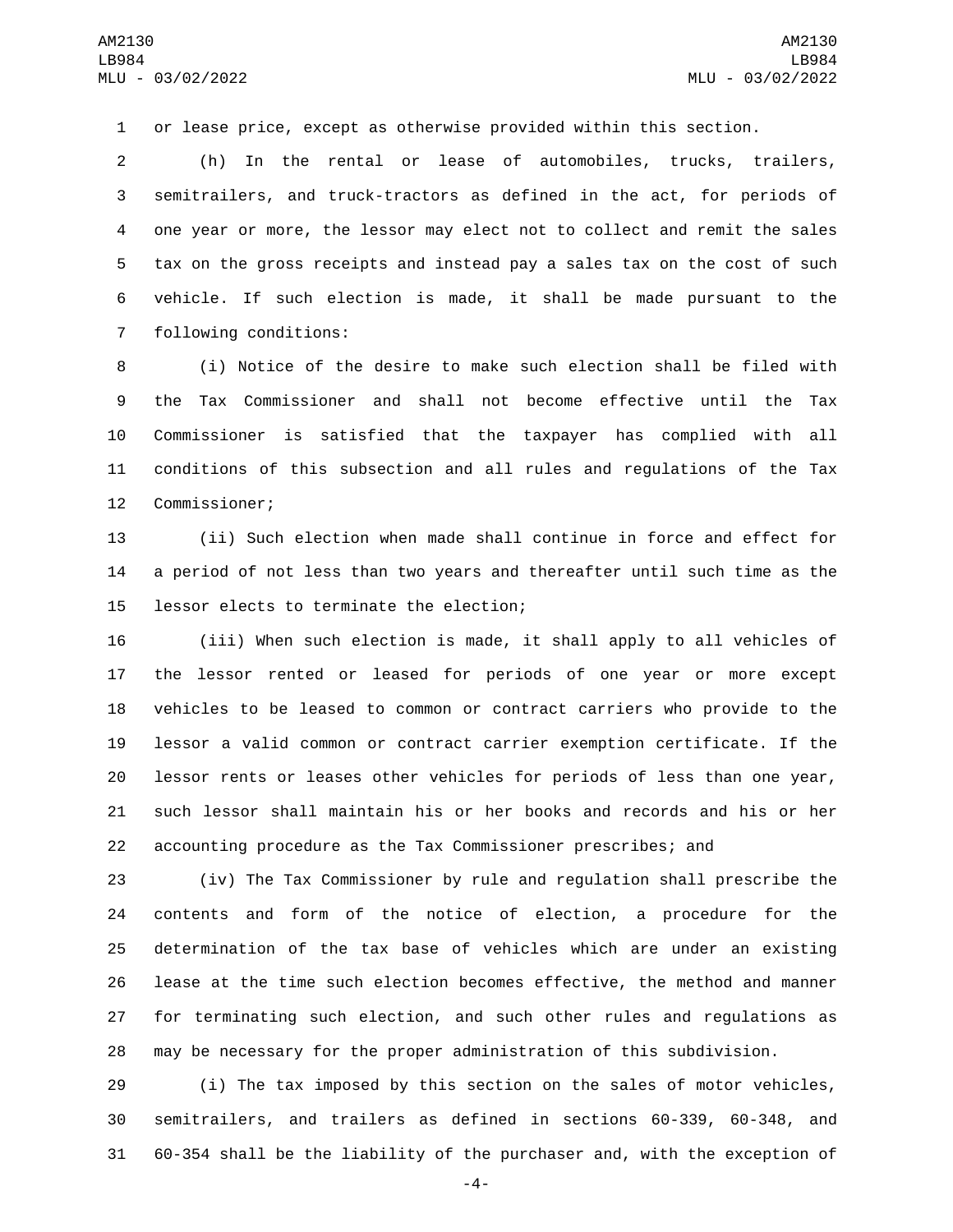or lease price, except as otherwise provided within this section.

(h) In the rental or lease of automobiles, trucks, trailers, semitrailers, and truck-tractors as defined in the act, for periods of one year or more, the lessor may elect not to collect and remit the sales tax on the gross receipts and instead pay a sales tax on the cost of such vehicle. If such election is made, it shall be made pursuant to the following conditions:

(i) Notice of the desire to make such election shall be filed with the Tax Commissioner and shall not become effective until the Tax Commissioner is satisfied that the taxpayer has complied with all conditions of this subsection and all rules and regulations of the Tax Commissioner;

(ii) Such election when made shall continue in force and effect for a period of not less than two years and thereafter until such time as the lessor elects to terminate the election;

(iii) When such election is made, it shall apply to all vehicles of the lessor rented or leased for periods of one year or more except vehicles to be leased to common or contract carriers who provide to the lessor a valid common or contract carrier exemption certificate. If the lessor rents or leases other vehicles for periods of less than one year, such lessor shall maintain his or her books and records and his or her accounting procedure as the Tax Commissioner prescribes; and

(iv) The Tax Commissioner by rule and regulation shall prescribe the contents and form of the notice of election, a procedure for the determination of the tax base of vehicles which are under an existing lease at the time such election becomes effective, the method and manner for terminating such election, and such other rules and regulations as may be necessary for the proper administration of this subdivision.

(i) The tax imposed by this section on the sales of motor vehicles, semitrailers, and trailers as defined in sections 60-339, 60-348, and 60-354 shall be the liability of the purchaser and, with the exception of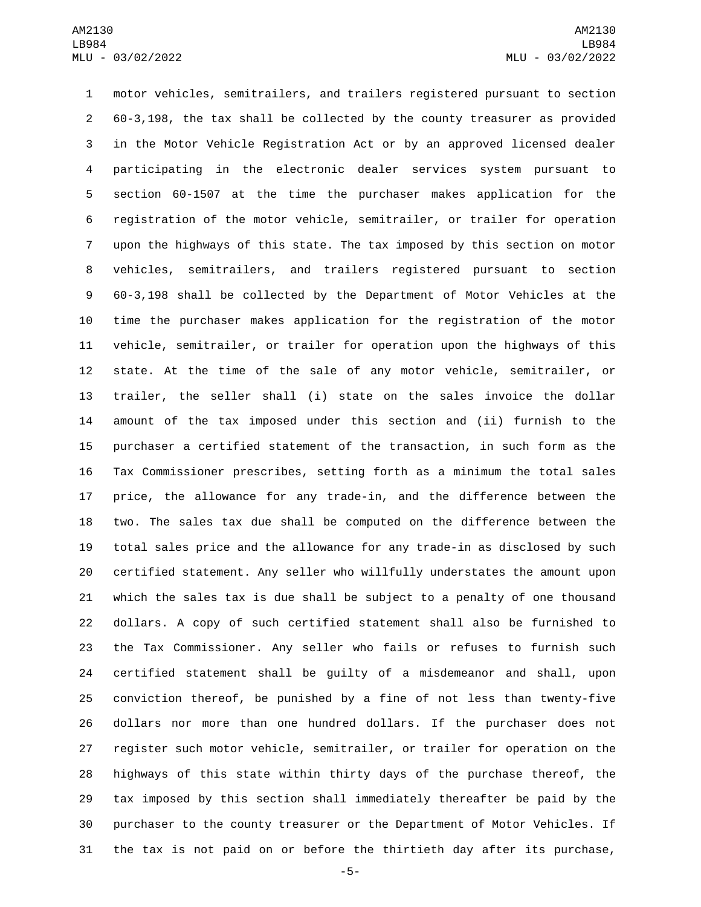motor vehicles, semitrailers, and trailers registered pursuant to section 60-3,198, the tax shall be collected by the county treasurer as provided in the Motor Vehicle Registration Act or by an approved licensed dealer participating in the electronic dealer services system pursuant to section 60-1507 at the time the purchaser makes application for the registration of the motor vehicle, semitrailer, or trailer for operation upon the highways of this state. The tax imposed by this section on motor vehicles, semitrailers, and trailers registered pursuant to section 60-3,198 shall be collected by the Department of Motor Vehicles at the time the purchaser makes application for the registration of the motor vehicle, semitrailer, or trailer for operation upon the highways of this state. At the time of the sale of any motor vehicle, semitrailer, or trailer, the seller shall (i) state on the sales invoice the dollar amount of the tax imposed under this section and (ii) furnish to the purchaser a certified statement of the transaction, in such form as the Tax Commissioner prescribes, setting forth as a minimum the total sales price, the allowance for any trade-in, and the difference between the two. The sales tax due shall be computed on the difference between the total sales price and the allowance for any trade-in as disclosed by such certified statement. Any seller who willfully understates the amount upon which the sales tax is due shall be subject to a penalty of one thousand dollars. A copy of such certified statement shall also be furnished to the Tax Commissioner. Any seller who fails or refuses to furnish such certified statement shall be guilty of a misdemeanor and shall, upon conviction thereof, be punished by a fine of not less than twenty-five dollars nor more than one hundred dollars. If the purchaser does not register such motor vehicle, semitrailer, or trailer for operation on the highways of this state within thirty days of the purchase thereof, the tax imposed by this section shall immediately thereafter be paid by the purchaser to the county treasurer or the Department of Motor Vehicles. If the tax is not paid on or before the thirtieth day after its purchase,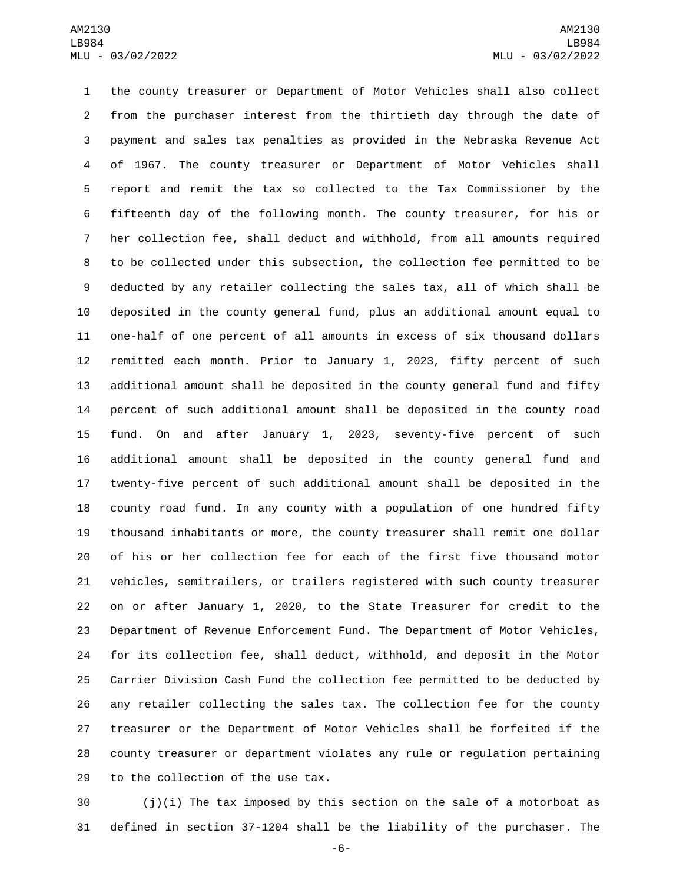the county treasurer or Department of Motor Vehicles shall also collect from the purchaser interest from the thirtieth day through the date of payment and sales tax penalties as provided in the Nebraska Revenue Act of 1967. The county treasurer or Department of Motor Vehicles shall report and remit the tax so collected to the Tax Commissioner by the fifteenth day of the following month. The county treasurer, for his or her collection fee, shall deduct and withhold, from all amounts required to be collected under this subsection, the collection fee permitted to be deducted by any retailer collecting the sales tax, all of which shall be deposited in the county general fund, plus an additional amount equal to one-half of one percent of all amounts in excess of six thousand dollars remitted each month. Prior to January 1, 2023, fifty percent of such additional amount shall be deposited in the county general fund and fifty percent of such additional amount shall be deposited in the county road fund. On and after January 1, 2023, seventy-five percent of such additional amount shall be deposited in the county general fund and twenty-five percent of such additional amount shall be deposited in the county road fund. In any county with a population of one hundred fifty thousand inhabitants or more, the county treasurer shall remit one dollar of his or her collection fee for each of the first five thousand motor vehicles, semitrailers, or trailers registered with such county treasurer on or after January 1, 2020, to the State Treasurer for credit to the Department of Revenue Enforcement Fund. The Department of Motor Vehicles, for its collection fee, shall deduct, withhold, and deposit in the Motor Carrier Division Cash Fund the collection fee permitted to be deducted by any retailer collecting the sales tax. The collection fee for the county treasurer or the Department of Motor Vehicles shall be forfeited if the county treasurer or department violates any rule or regulation pertaining to the collection of the use tax.

(j)(i) The tax imposed by this section on the sale of a motorboat as defined in section 37-1204 shall be the liability of the purchaser. The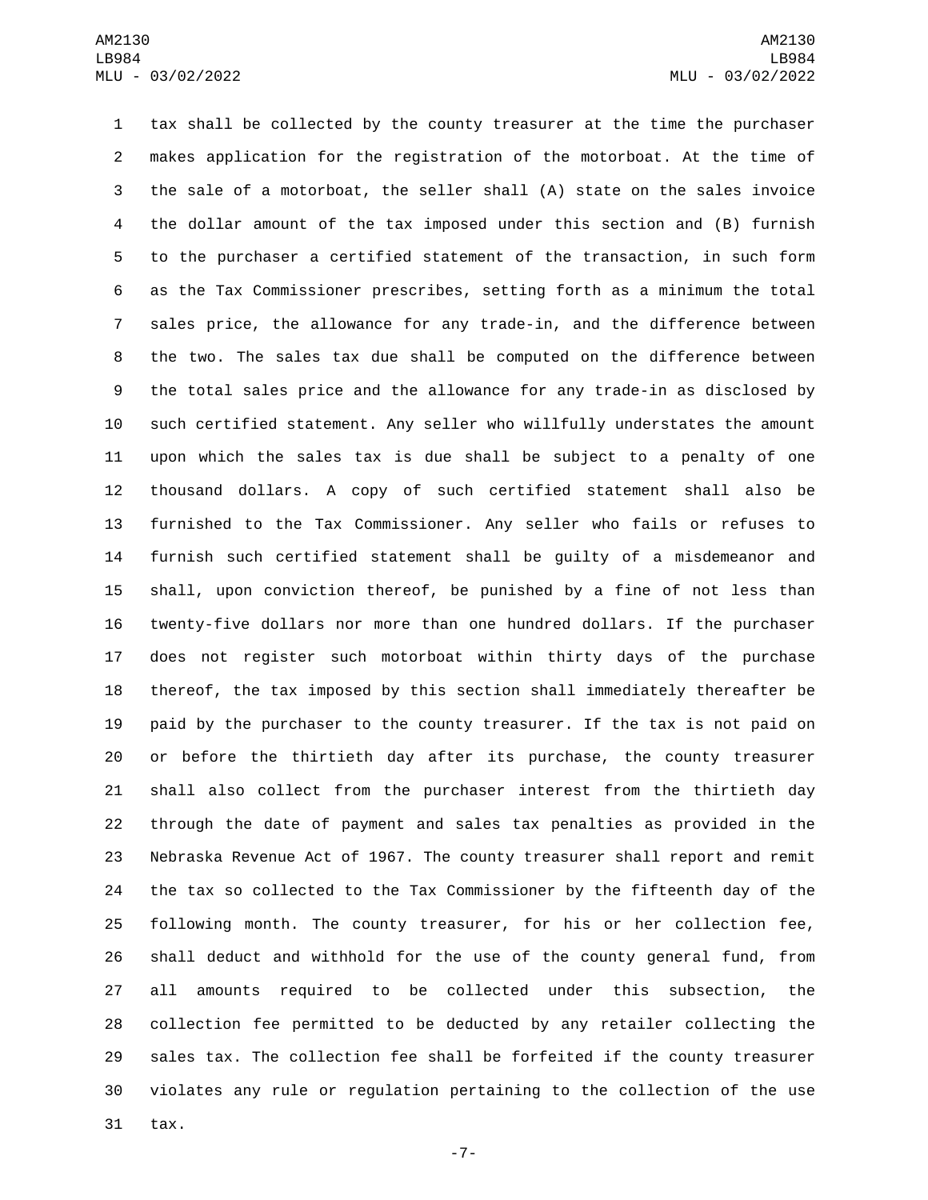tax shall be collected by the county treasurer at the time the purchaser makes application for the registration of the motorboat. At the time of the sale of a motorboat, the seller shall (A) state on the sales invoice the dollar amount of the tax imposed under this section and (B) furnish to the purchaser a certified statement of the transaction, in such form as the Tax Commissioner prescribes, setting forth as a minimum the total sales price, the allowance for any trade-in, and the difference between the two. The sales tax due shall be computed on the difference between the total sales price and the allowance for any trade-in as disclosed by such certified statement. Any seller who willfully understates the amount upon which the sales tax is due shall be subject to a penalty of one thousand dollars. A copy of such certified statement shall also be furnished to the Tax Commissioner. Any seller who fails or refuses to furnish such certified statement shall be guilty of a misdemeanor and shall, upon conviction thereof, be punished by a fine of not less than twenty-five dollars nor more than one hundred dollars. If the purchaser does not register such motorboat within thirty days of the purchase thereof, the tax imposed by this section shall immediately thereafter be paid by the purchaser to the county treasurer. If the tax is not paid on or before the thirtieth day after its purchase, the county treasurer shall also collect from the purchaser interest from the thirtieth day through the date of payment and sales tax penalties as provided in the Nebraska Revenue Act of 1967. The county treasurer shall report and remit the tax so collected to the Tax Commissioner by the fifteenth day of the following month. The county treasurer, for his or her collection fee, shall deduct and withhold for the use of the county general fund, from all amounts required to be collected under this subsection, the collection fee permitted to be deducted by any retailer collecting the sales tax. The collection fee shall be forfeited if the county treasurer violates any rule or regulation pertaining to the collection of the use tax.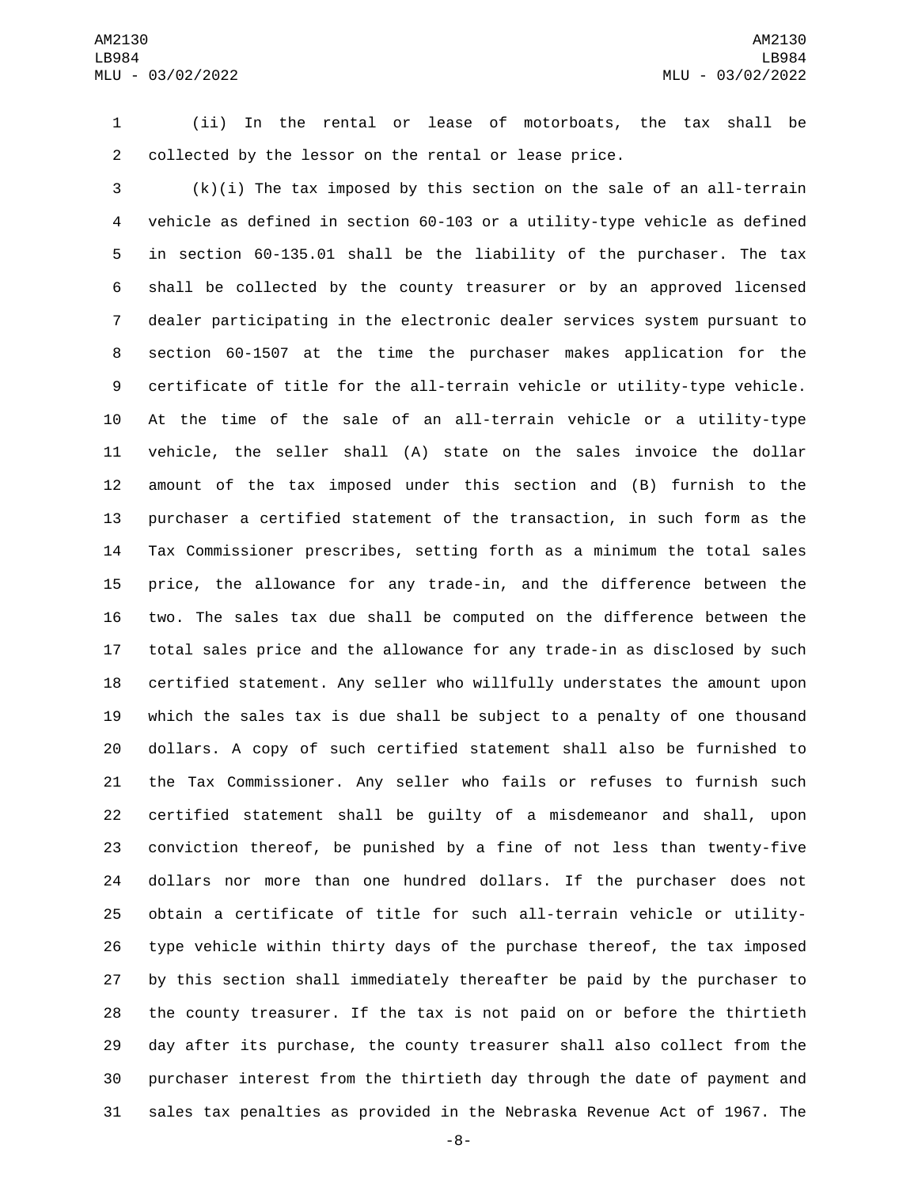(ii) In the rental or lease of motorboats, the tax shall be collected by the lessor on the rental or lease price.

(k)(i) The tax imposed by this section on the sale of an all-terrain vehicle as defined in section 60-103 or a utility-type vehicle as defined in section 60-135.01 shall be the liability of the purchaser. The tax shall be collected by the county treasurer or by an approved licensed dealer participating in the electronic dealer services system pursuant to section 60-1507 at the time the purchaser makes application for the certificate of title for the all-terrain vehicle or utility-type vehicle. At the time of the sale of an all-terrain vehicle or a utility-type vehicle, the seller shall (A) state on the sales invoice the dollar amount of the tax imposed under this section and (B) furnish to the purchaser a certified statement of the transaction, in such form as the Tax Commissioner prescribes, setting forth as a minimum the total sales price, the allowance for any trade-in, and the difference between the two. The sales tax due shall be computed on the difference between the total sales price and the allowance for any trade-in as disclosed by such certified statement. Any seller who willfully understates the amount upon which the sales tax is due shall be subject to a penalty of one thousand dollars. A copy of such certified statement shall also be furnished to the Tax Commissioner. Any seller who fails or refuses to furnish such certified statement shall be guilty of a misdemeanor and shall, upon conviction thereof, be punished by a fine of not less than twenty-five dollars nor more than one hundred dollars. If the purchaser does not obtain a certificate of title for such all-terrain vehicle or utility-type vehicle within thirty days of the purchase thereof, the tax imposed by this section shall immediately thereafter be paid by the purchaser to the county treasurer. If the tax is not paid on or before the thirtieth day after its purchase, the county treasurer shall also collect from the purchaser interest from the thirtieth day through the date of payment and sales tax penalties as provided in the Nebraska Revenue Act of 1967. The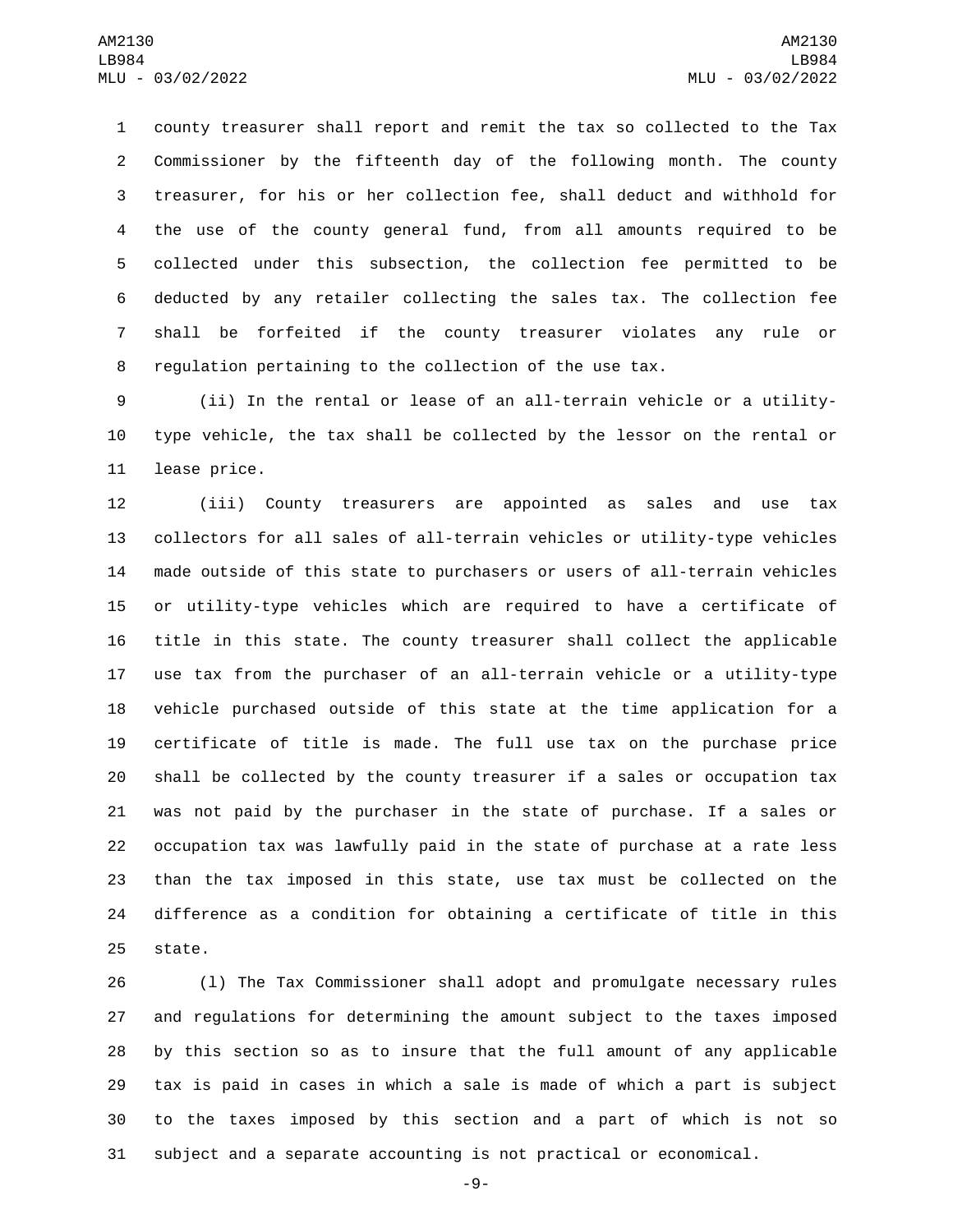county treasurer shall report and remit the tax so collected to the Tax Commissioner by the fifteenth day of the following month. The county treasurer, for his or her collection fee, shall deduct and withhold for the use of the county general fund, from all amounts required to be collected under this subsection, the collection fee permitted to be deducted by any retailer collecting the sales tax. The collection fee shall be forfeited if the county treasurer violates any rule or regulation pertaining to the collection of the use tax.

(ii) In the rental or lease of an all-terrain vehicle or a utility-type vehicle, the tax shall be collected by the lessor on the rental or lease price.

(iii) County treasurers are appointed as sales and use tax collectors for all sales of all-terrain vehicles or utility-type vehicles made outside of this state to purchasers or users of all-terrain vehicles or utility-type vehicles which are required to have a certificate of title in this state. The county treasurer shall collect the applicable use tax from the purchaser of an all-terrain vehicle or a utility-type vehicle purchased outside of this state at the time application for a certificate of title is made. The full use tax on the purchase price shall be collected by the county treasurer if a sales or occupation tax was not paid by the purchaser in the state of purchase. If a sales or occupation tax was lawfully paid in the state of purchase at a rate less than the tax imposed in this state, use tax must be collected on the difference as a condition for obtaining a certificate of title in this state.

(l) The Tax Commissioner shall adopt and promulgate necessary rules and regulations for determining the amount subject to the taxes imposed by this section so as to insure that the full amount of any applicable tax is paid in cases in which a sale is made of which a part is subject to the taxes imposed by this section and a part of which is not so subject and a separate accounting is not practical or economical.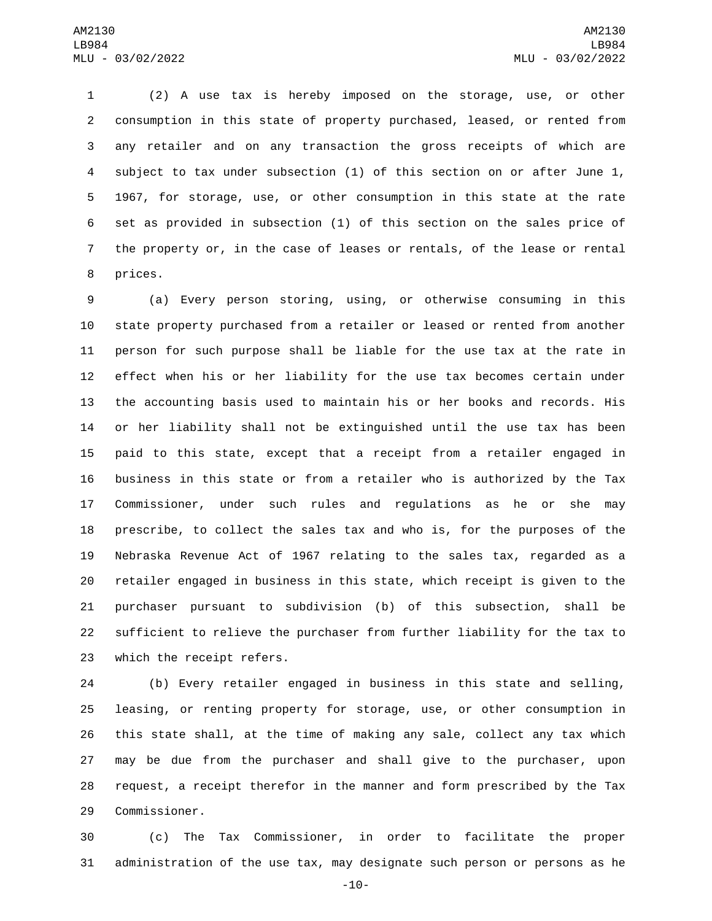(2) A use tax is hereby imposed on the storage, use, or other consumption in this state of property purchased, leased, or rented from any retailer and on any transaction the gross receipts of which are subject to tax under subsection (1) of this section on or after June 1, 1967, for storage, use, or other consumption in this state at the rate set as provided in subsection (1) of this section on the sales price of the property or, in the case of leases or rentals, of the lease or rental prices.

(a) Every person storing, using, or otherwise consuming in this state property purchased from a retailer or leased or rented from another person for such purpose shall be liable for the use tax at the rate in effect when his or her liability for the use tax becomes certain under the accounting basis used to maintain his or her books and records. His or her liability shall not be extinguished until the use tax has been paid to this state, except that a receipt from a retailer engaged in business in this state or from a retailer who is authorized by the Tax Commissioner, under such rules and regulations as he or she may prescribe, to collect the sales tax and who is, for the purposes of the Nebraska Revenue Act of 1967 relating to the sales tax, regarded as a retailer engaged in business in this state, which receipt is given to the purchaser pursuant to subdivision (b) of this subsection, shall be sufficient to relieve the purchaser from further liability for the tax to which the receipt refers.

(b) Every retailer engaged in business in this state and selling, leasing, or renting property for storage, use, or other consumption in this state shall, at the time of making any sale, collect any tax which may be due from the purchaser and shall give to the purchaser, upon request, a receipt therefor in the manner and form prescribed by the Tax Commissioner.

(c) The Tax Commissioner, in order to facilitate the proper administration of the use tax, may designate such person or persons as he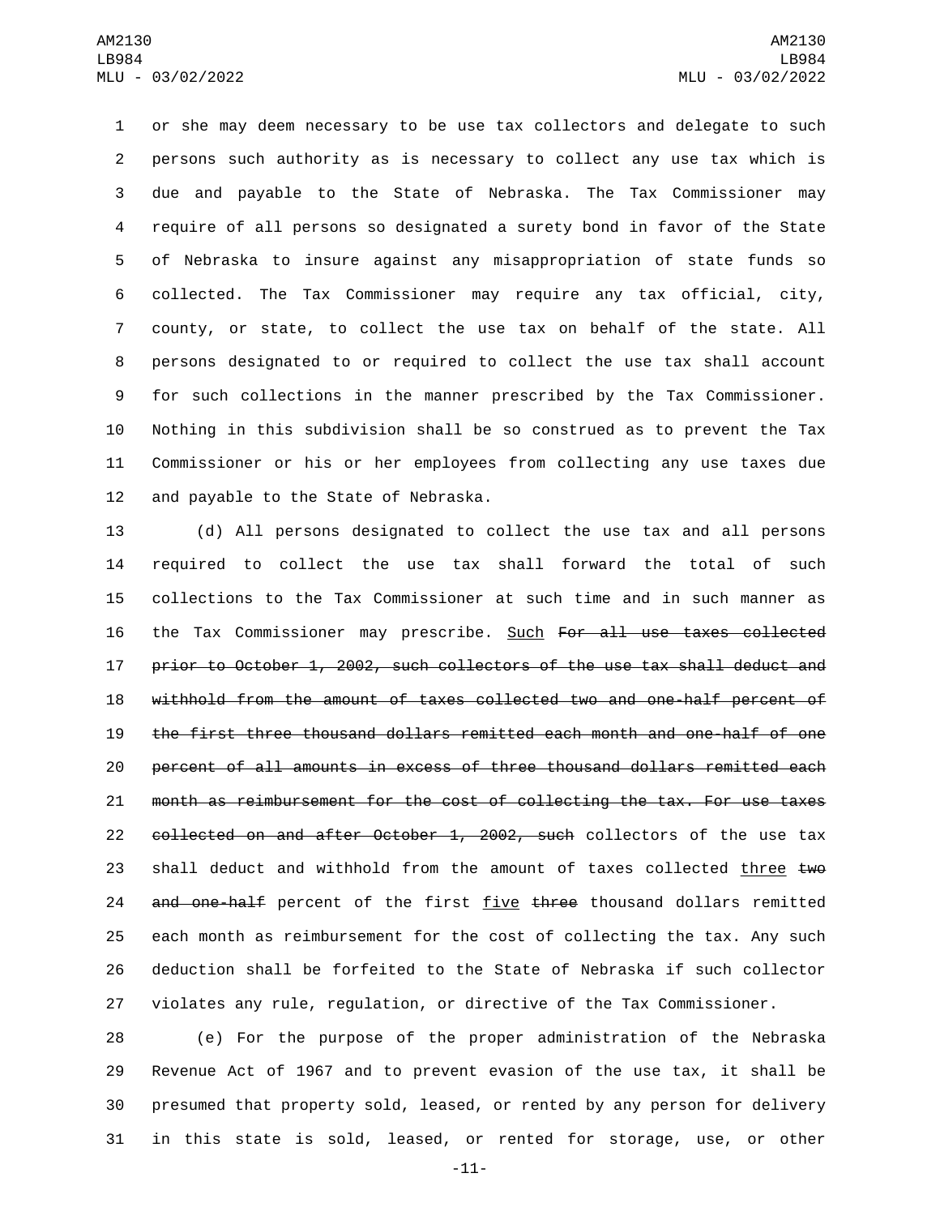or she may deem necessary to be use tax collectors and delegate to such persons such authority as is necessary to collect any use tax which is due and payable to the State of Nebraska. The Tax Commissioner may require of all persons so designated a surety bond in favor of the State of Nebraska to insure against any misappropriation of state funds so collected. The Tax Commissioner may require any tax official, city, county, or state, to collect the use tax on behalf of the state. All persons designated to or required to collect the use tax shall account for such collections in the manner prescribed by the Tax Commissioner. Nothing in this subdivision shall be so construed as to prevent the Tax Commissioner or his or her employees from collecting any use taxes due and payable to the State of Nebraska.

(d) All persons designated to collect the use tax and all persons required to collect the use tax shall forward the total of such collections to the Tax Commissioner at such time and in such manner as the Tax Commissioner may prescribe. <u>Such</u> ~~For all use taxes collected prior to October 1, 2002, such collectors of the use tax shall deduct and withhold from the amount of taxes collected two and one-half percent of the first three thousand dollars remitted each month and one-half of one percent of all amounts in excess of three thousand dollars remitted each month as reimbursement for the cost of collecting the tax. For use taxes collected on and after October 1, 2002, such~~ collectors of the use tax shall deduct and withhold from the amount of taxes collected <u>three</u> ~~two and one-half~~ percent of the first <u>five</u> ~~three~~ thousand dollars remitted each month as reimbursement for the cost of collecting the tax. Any such deduction shall be forfeited to the State of Nebraska if such collector violates any rule, regulation, or directive of the Tax Commissioner.

(e) For the purpose of the proper administration of the Nebraska Revenue Act of 1967 and to prevent evasion of the use tax, it shall be presumed that property sold, leased, or rented by any person for delivery in this state is sold, leased, or rented for storage, use, or other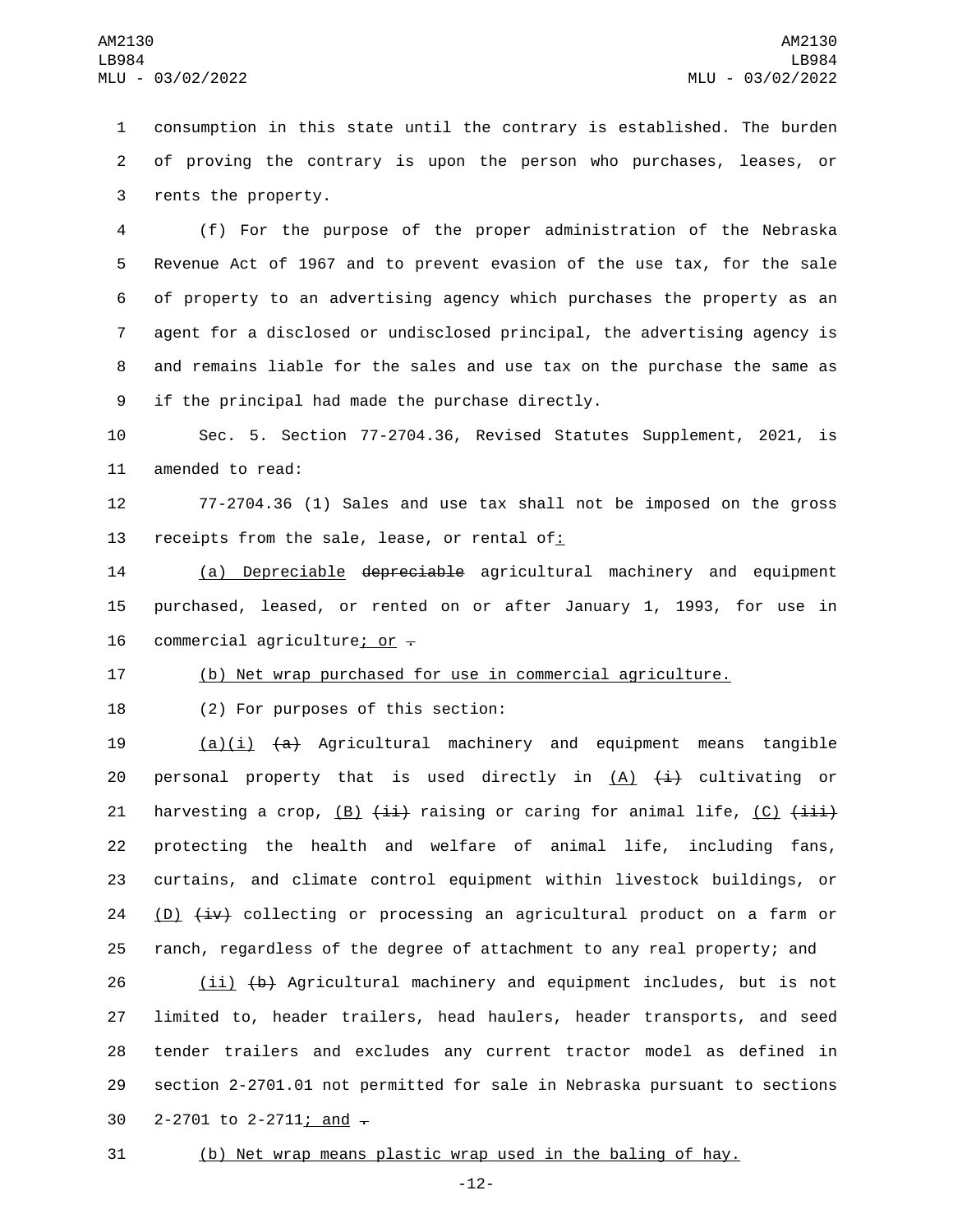consumption in this state until the contrary is established. The burden of proving the contrary is upon the person who purchases, leases, or rents the property.

(f) For the purpose of the proper administration of the Nebraska Revenue Act of 1967 and to prevent evasion of the use tax, for the sale of property to an advertising agency which purchases the property as an agent for a disclosed or undisclosed principal, the advertising agency is and remains liable for the sales and use tax on the purchase the same as if the principal had made the purchase directly.

Sec. 5. Section 77-2704.36, Revised Statutes Supplement, 2021, is amended to read:

77-2704.36 (1) Sales and use tax shall not be imposed on the gross receipts from the sale, lease, or rental of:

(a) Depreciable ~~depreciable~~ agricultural machinery and equipment purchased, leased, or rented on or after January 1, 1993, for use in commercial agriculture; or ~~.~~

(b) Net wrap purchased for use in commercial agriculture.

(2) For purposes of this section:

(a)(i) ~~(a)~~ Agricultural machinery and equipment means tangible personal property that is used directly in (A) ~~(i)~~ cultivating or harvesting a crop, (B) ~~(ii)~~ raising or caring for animal life, (C) ~~(iii)~~ protecting the health and welfare of animal life, including fans, curtains, and climate control equipment within livestock buildings, or (D) ~~(iv)~~ collecting or processing an agricultural product on a farm or ranch, regardless of the degree of attachment to any real property; and

(ii) ~~(b)~~ Agricultural machinery and equipment includes, but is not limited to, header trailers, head haulers, header transports, and seed tender trailers and excludes any current tractor model as defined in section 2-2701.01 not permitted for sale in Nebraska pursuant to sections 2-2701 to 2-2711; and ~~.~~

(b) Net wrap means plastic wrap used in the baling of hay.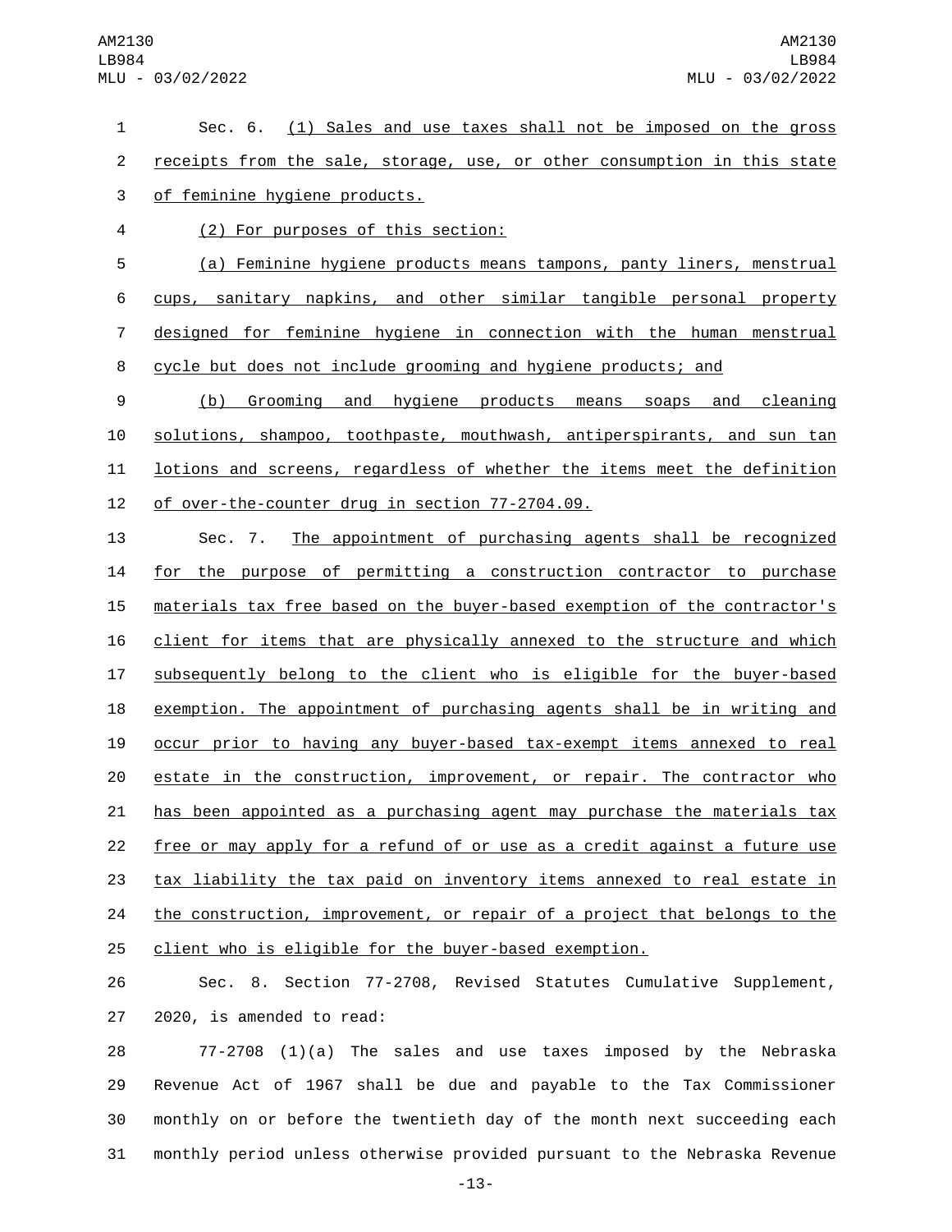Sec. 6. (1) Sales and use taxes shall not be imposed on the gross receipts from the sale, storage, use, or other consumption in this state of feminine hygiene products.

(2) For purposes of this section:

(a) Feminine hygiene products means tampons, panty liners, menstrual cups, sanitary napkins, and other similar tangible personal property designed for feminine hygiene in connection with the human menstrual cycle but does not include grooming and hygiene products; and

(b) Grooming and hygiene products means soaps and cleaning solutions, shampoo, toothpaste, mouthwash, antiperspirants, and sun tan lotions and screens, regardless of whether the items meet the definition of over-the-counter drug in section 77-2704.09.

Sec. 7. The appointment of purchasing agents shall be recognized for the purpose of permitting a construction contractor to purchase materials tax free based on the buyer-based exemption of the contractor's client for items that are physically annexed to the structure and which subsequently belong to the client who is eligible for the buyer-based exemption. The appointment of purchasing agents shall be in writing and occur prior to having any buyer-based tax-exempt items annexed to real estate in the construction, improvement, or repair. The contractor who has been appointed as a purchasing agent may purchase the materials tax free or may apply for a refund of or use as a credit against a future use tax liability the tax paid on inventory items annexed to real estate in the construction, improvement, or repair of a project that belongs to the client who is eligible for the buyer-based exemption.

Sec. 8. Section 77-2708, Revised Statutes Cumulative Supplement, 2020, is amended to read:

77-2708 (1)(a) The sales and use taxes imposed by the Nebraska Revenue Act of 1967 shall be due and payable to the Tax Commissioner monthly on or before the twentieth day of the month next succeeding each monthly period unless otherwise provided pursuant to the Nebraska Revenue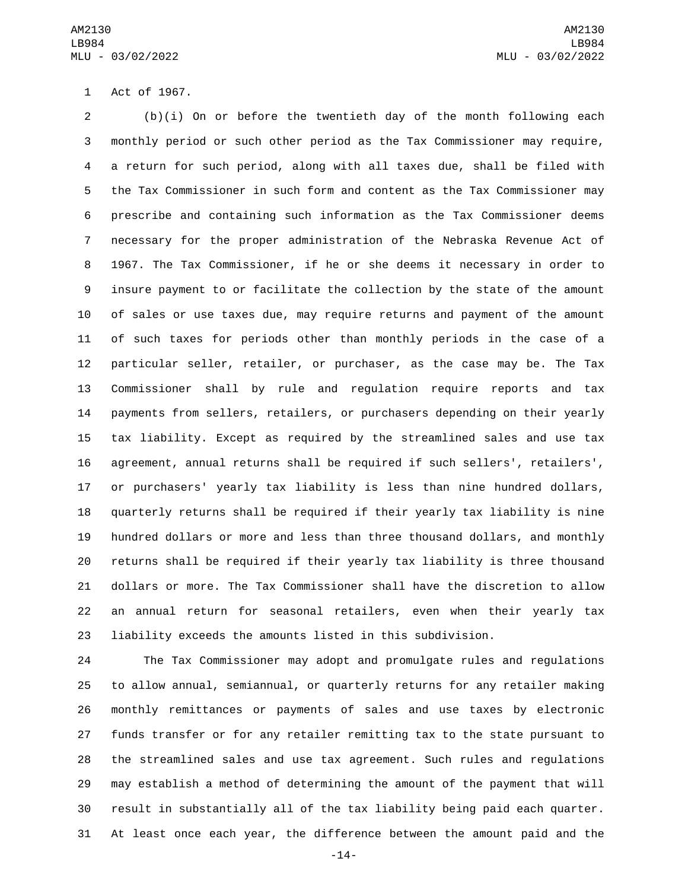Act of 1967.

(b)(i) On or before the twentieth day of the month following each monthly period or such other period as the Tax Commissioner may require, a return for such period, along with all taxes due, shall be filed with the Tax Commissioner in such form and content as the Tax Commissioner may prescribe and containing such information as the Tax Commissioner deems necessary for the proper administration of the Nebraska Revenue Act of 1967. The Tax Commissioner, if he or she deems it necessary in order to insure payment to or facilitate the collection by the state of the amount of sales or use taxes due, may require returns and payment of the amount of such taxes for periods other than monthly periods in the case of a particular seller, retailer, or purchaser, as the case may be. The Tax Commissioner shall by rule and regulation require reports and tax payments from sellers, retailers, or purchasers depending on their yearly tax liability. Except as required by the streamlined sales and use tax agreement, annual returns shall be required if such sellers', retailers', or purchasers' yearly tax liability is less than nine hundred dollars, quarterly returns shall be required if their yearly tax liability is nine hundred dollars or more and less than three thousand dollars, and monthly returns shall be required if their yearly tax liability is three thousand dollars or more. The Tax Commissioner shall have the discretion to allow an annual return for seasonal retailers, even when their yearly tax liability exceeds the amounts listed in this subdivision.

The Tax Commissioner may adopt and promulgate rules and regulations to allow annual, semiannual, or quarterly returns for any retailer making monthly remittances or payments of sales and use taxes by electronic funds transfer or for any retailer remitting tax to the state pursuant to the streamlined sales and use tax agreement. Such rules and regulations may establish a method of determining the amount of the payment that will result in substantially all of the tax liability being paid each quarter. At least once each year, the difference between the amount paid and the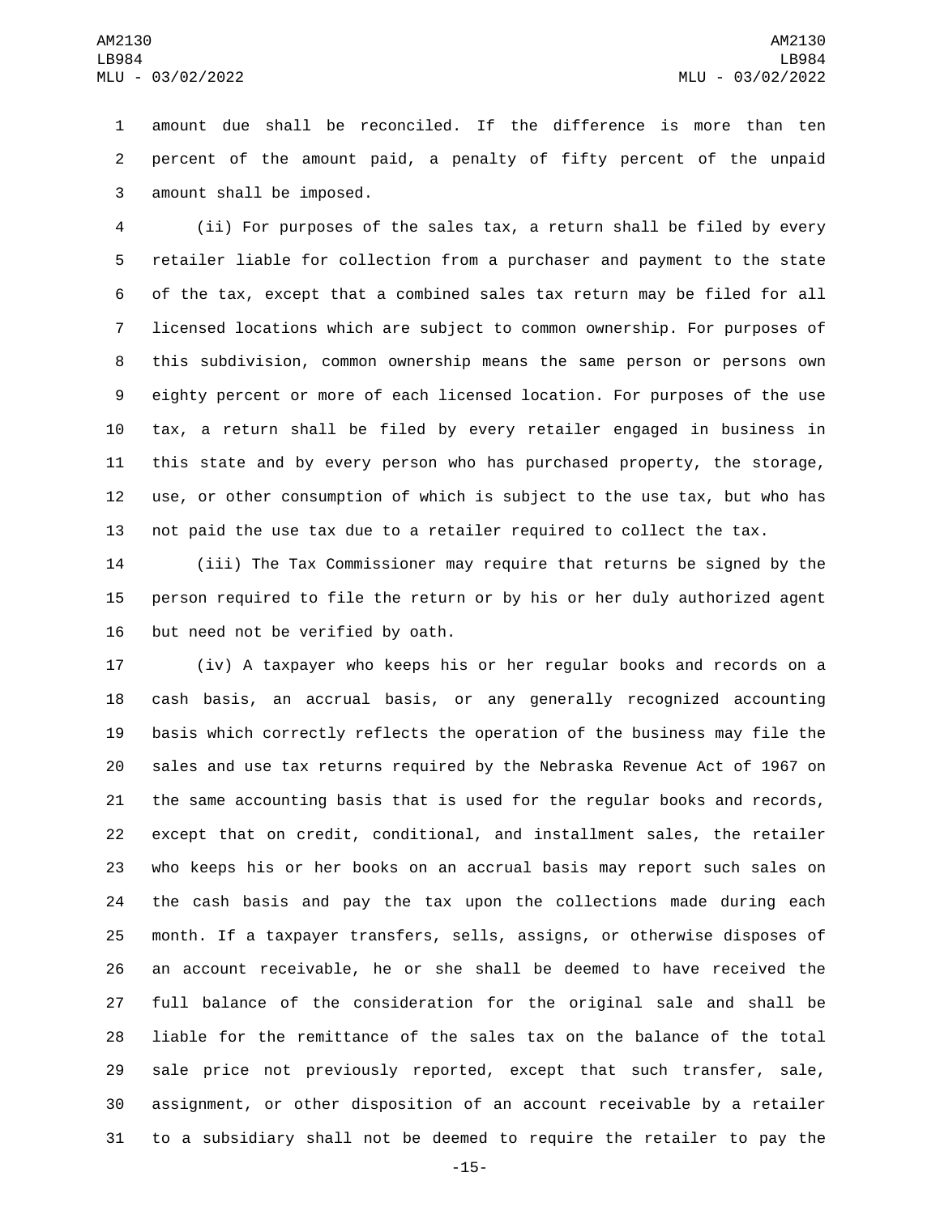amount due shall be reconciled. If the difference is more than ten percent of the amount paid, a penalty of fifty percent of the unpaid amount shall be imposed.

(ii) For purposes of the sales tax, a return shall be filed by every retailer liable for collection from a purchaser and payment to the state of the tax, except that a combined sales tax return may be filed for all licensed locations which are subject to common ownership. For purposes of this subdivision, common ownership means the same person or persons own eighty percent or more of each licensed location. For purposes of the use tax, a return shall be filed by every retailer engaged in business in this state and by every person who has purchased property, the storage, use, or other consumption of which is subject to the use tax, but who has not paid the use tax due to a retailer required to collect the tax.

(iii) The Tax Commissioner may require that returns be signed by the person required to file the return or by his or her duly authorized agent but need not be verified by oath.

(iv) A taxpayer who keeps his or her regular books and records on a cash basis, an accrual basis, or any generally recognized accounting basis which correctly reflects the operation of the business may file the sales and use tax returns required by the Nebraska Revenue Act of 1967 on the same accounting basis that is used for the regular books and records, except that on credit, conditional, and installment sales, the retailer who keeps his or her books on an accrual basis may report such sales on the cash basis and pay the tax upon the collections made during each month. If a taxpayer transfers, sells, assigns, or otherwise disposes of an account receivable, he or she shall be deemed to have received the full balance of the consideration for the original sale and shall be liable for the remittance of the sales tax on the balance of the total sale price not previously reported, except that such transfer, sale, assignment, or other disposition of an account receivable by a retailer to a subsidiary shall not be deemed to require the retailer to pay the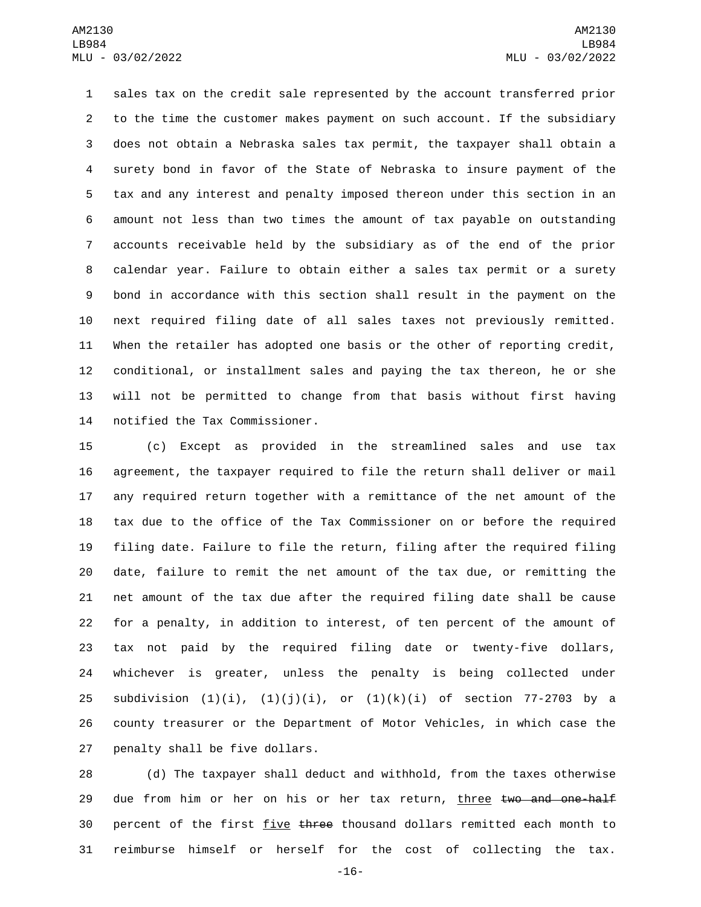sales tax on the credit sale represented by the account transferred prior to the time the customer makes payment on such account. If the subsidiary does not obtain a Nebraska sales tax permit, the taxpayer shall obtain a surety bond in favor of the State of Nebraska to insure payment of the tax and any interest and penalty imposed thereon under this section in an amount not less than two times the amount of tax payable on outstanding accounts receivable held by the subsidiary as of the end of the prior calendar year. Failure to obtain either a sales tax permit or a surety bond in accordance with this section shall result in the payment on the next required filing date of all sales taxes not previously remitted. When the retailer has adopted one basis or the other of reporting credit, conditional, or installment sales and paying the tax thereon, he or she will not be permitted to change from that basis without first having notified the Tax Commissioner.

(c) Except as provided in the streamlined sales and use tax agreement, the taxpayer required to file the return shall deliver or mail any required return together with a remittance of the net amount of the tax due to the office of the Tax Commissioner on or before the required filing date. Failure to file the return, filing after the required filing date, failure to remit the net amount of the tax due, or remitting the net amount of the tax due after the required filing date shall be cause for a penalty, in addition to interest, of ten percent of the amount of tax not paid by the required filing date or twenty-five dollars, whichever is greater, unless the penalty is being collected under subdivision (1)(i), (1)(j)(i), or (1)(k)(i) of section 77-2703 by a county treasurer or the Department of Motor Vehicles, in which case the penalty shall be five dollars.

(d) The taxpayer shall deduct and withhold, from the taxes otherwise due from him or her on his or her tax return, <u>three</u> ~~two and one-half~~ percent of the first <u>five</u> ~~three~~ thousand dollars remitted each month to reimburse himself or herself for the cost of collecting the tax.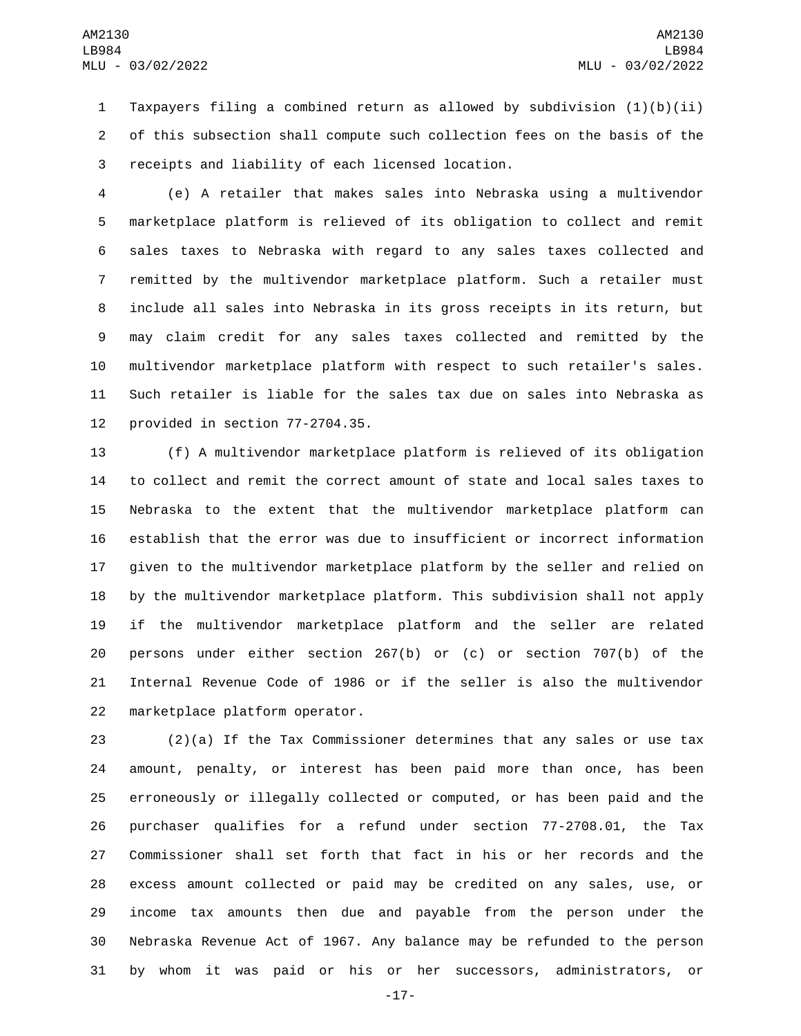Taxpayers filing a combined return as allowed by subdivision (1)(b)(ii) of this subsection shall compute such collection fees on the basis of the receipts and liability of each licensed location.

(e) A retailer that makes sales into Nebraska using a multivendor marketplace platform is relieved of its obligation to collect and remit sales taxes to Nebraska with regard to any sales taxes collected and remitted by the multivendor marketplace platform. Such a retailer must include all sales into Nebraska in its gross receipts in its return, but may claim credit for any sales taxes collected and remitted by the multivendor marketplace platform with respect to such retailer's sales. Such retailer is liable for the sales tax due on sales into Nebraska as provided in section 77-2704.35.

(f) A multivendor marketplace platform is relieved of its obligation to collect and remit the correct amount of state and local sales taxes to Nebraska to the extent that the multivendor marketplace platform can establish that the error was due to insufficient or incorrect information given to the multivendor marketplace platform by the seller and relied on by the multivendor marketplace platform. This subdivision shall not apply if the multivendor marketplace platform and the seller are related persons under either section 267(b) or (c) or section 707(b) of the Internal Revenue Code of 1986 or if the seller is also the multivendor marketplace platform operator.

(2)(a) If the Tax Commissioner determines that any sales or use tax amount, penalty, or interest has been paid more than once, has been erroneously or illegally collected or computed, or has been paid and the purchaser qualifies for a refund under section 77-2708.01, the Tax Commissioner shall set forth that fact in his or her records and the excess amount collected or paid may be credited on any sales, use, or income tax amounts then due and payable from the person under the Nebraska Revenue Act of 1967. Any balance may be refunded to the person by whom it was paid or his or her successors, administrators, or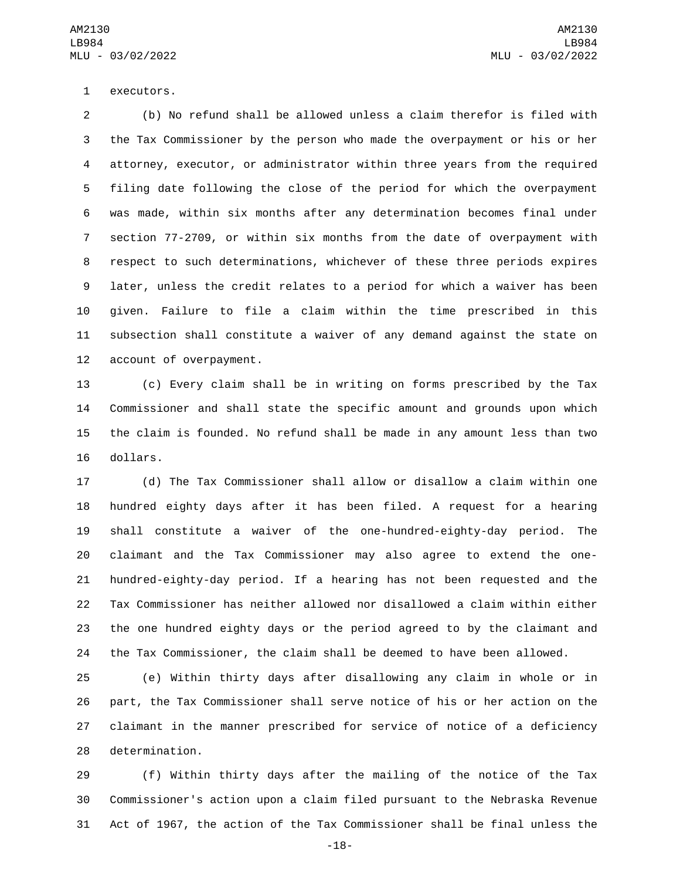executors.

(b) No refund shall be allowed unless a claim therefor is filed with the Tax Commissioner by the person who made the overpayment or his or her attorney, executor, or administrator within three years from the required filing date following the close of the period for which the overpayment was made, within six months after any determination becomes final under section 77-2709, or within six months from the date of overpayment with respect to such determinations, whichever of these three periods expires later, unless the credit relates to a period for which a waiver has been given. Failure to file a claim within the time prescribed in this subsection shall constitute a waiver of any demand against the state on account of overpayment.

(c) Every claim shall be in writing on forms prescribed by the Tax Commissioner and shall state the specific amount and grounds upon which the claim is founded. No refund shall be made in any amount less than two dollars.

(d) The Tax Commissioner shall allow or disallow a claim within one hundred eighty days after it has been filed. A request for a hearing shall constitute a waiver of the one-hundred-eighty-day period. The claimant and the Tax Commissioner may also agree to extend the one-hundred-eighty-day period. If a hearing has not been requested and the Tax Commissioner has neither allowed nor disallowed a claim within either the one hundred eighty days or the period agreed to by the claimant and the Tax Commissioner, the claim shall be deemed to have been allowed.

(e) Within thirty days after disallowing any claim in whole or in part, the Tax Commissioner shall serve notice of his or her action on the claimant in the manner prescribed for service of notice of a deficiency determination.

(f) Within thirty days after the mailing of the notice of the Tax Commissioner's action upon a claim filed pursuant to the Nebraska Revenue Act of 1967, the action of the Tax Commissioner shall be final unless the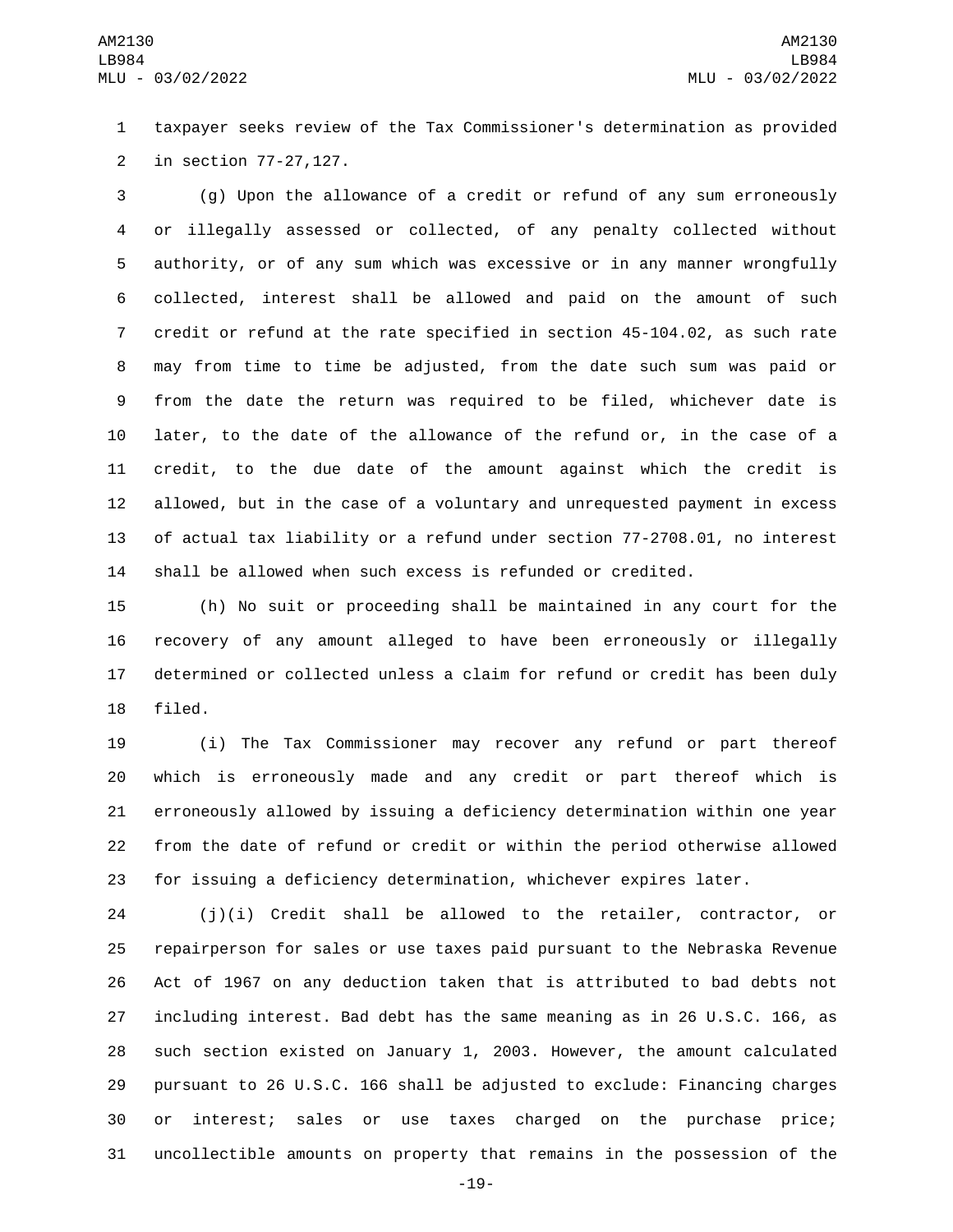taxpayer seeks review of the Tax Commissioner's determination as provided in section 77-27,127.

(g) Upon the allowance of a credit or refund of any sum erroneously or illegally assessed or collected, of any penalty collected without authority, or of any sum which was excessive or in any manner wrongfully collected, interest shall be allowed and paid on the amount of such credit or refund at the rate specified in section 45-104.02, as such rate may from time to time be adjusted, from the date such sum was paid or from the date the return was required to be filed, whichever date is later, to the date of the allowance of the refund or, in the case of a credit, to the due date of the amount against which the credit is allowed, but in the case of a voluntary and unrequested payment in excess of actual tax liability or a refund under section 77-2708.01, no interest shall be allowed when such excess is refunded or credited.

(h) No suit or proceeding shall be maintained in any court for the recovery of any amount alleged to have been erroneously or illegally determined or collected unless a claim for refund or credit has been duly filed.

(i) The Tax Commissioner may recover any refund or part thereof which is erroneously made and any credit or part thereof which is erroneously allowed by issuing a deficiency determination within one year from the date of refund or credit or within the period otherwise allowed for issuing a deficiency determination, whichever expires later.

(j)(i) Credit shall be allowed to the retailer, contractor, or repairperson for sales or use taxes paid pursuant to the Nebraska Revenue Act of 1967 on any deduction taken that is attributed to bad debts not including interest. Bad debt has the same meaning as in 26 U.S.C. 166, as such section existed on January 1, 2003. However, the amount calculated pursuant to 26 U.S.C. 166 shall be adjusted to exclude: Financing charges or interest; sales or use taxes charged on the purchase price; uncollectible amounts on property that remains in the possession of the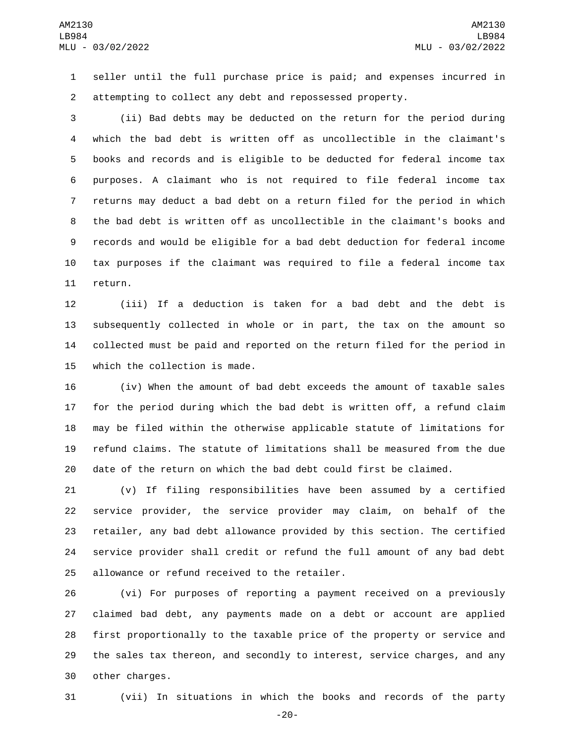seller until the full purchase price is paid; and expenses incurred in attempting to collect any debt and repossessed property.

(ii) Bad debts may be deducted on the return for the period during which the bad debt is written off as uncollectible in the claimant's books and records and is eligible to be deducted for federal income tax purposes. A claimant who is not required to file federal income tax returns may deduct a bad debt on a return filed for the period in which the bad debt is written off as uncollectible in the claimant's books and records and would be eligible for a bad debt deduction for federal income tax purposes if the claimant was required to file a federal income tax return.

(iii) If a deduction is taken for a bad debt and the debt is subsequently collected in whole or in part, the tax on the amount so collected must be paid and reported on the return filed for the period in which the collection is made.

(iv) When the amount of bad debt exceeds the amount of taxable sales for the period during which the bad debt is written off, a refund claim may be filed within the otherwise applicable statute of limitations for refund claims. The statute of limitations shall be measured from the due date of the return on which the bad debt could first be claimed.

(v) If filing responsibilities have been assumed by a certified service provider, the service provider may claim, on behalf of the retailer, any bad debt allowance provided by this section. The certified service provider shall credit or refund the full amount of any bad debt allowance or refund received to the retailer.

(vi) For purposes of reporting a payment received on a previously claimed bad debt, any payments made on a debt or account are applied first proportionally to the taxable price of the property or service and the sales tax thereon, and secondly to interest, service charges, and any other charges.

(vii) In situations in which the books and records of the party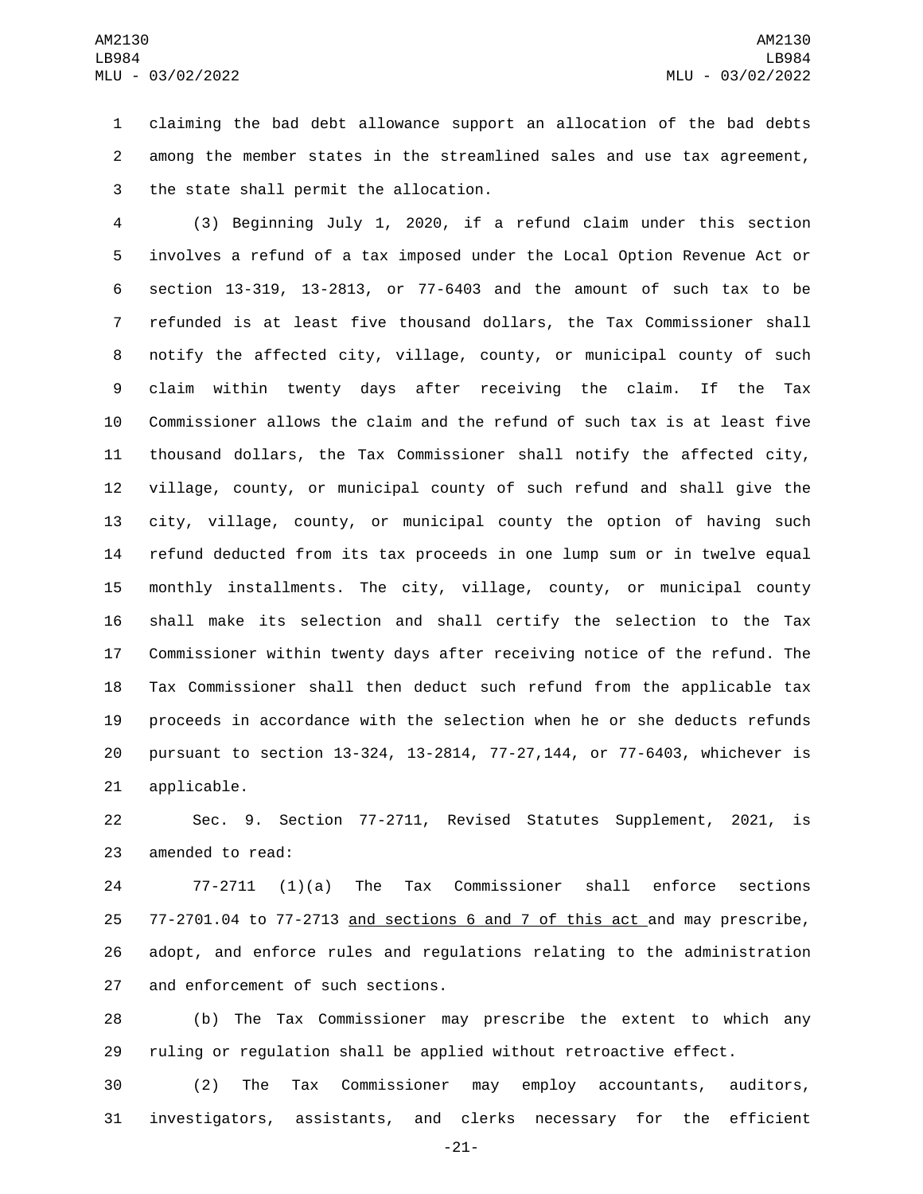claiming the bad debt allowance support an allocation of the bad debts among the member states in the streamlined sales and use tax agreement, the state shall permit the allocation.

(3) Beginning July 1, 2020, if a refund claim under this section involves a refund of a tax imposed under the Local Option Revenue Act or section 13-319, 13-2813, or 77-6403 and the amount of such tax to be refunded is at least five thousand dollars, the Tax Commissioner shall notify the affected city, village, county, or municipal county of such claim within twenty days after receiving the claim. If the Tax Commissioner allows the claim and the refund of such tax is at least five thousand dollars, the Tax Commissioner shall notify the affected city, village, county, or municipal county of such refund and shall give the city, village, county, or municipal county the option of having such refund deducted from its tax proceeds in one lump sum or in twelve equal monthly installments. The city, village, county, or municipal county shall make its selection and shall certify the selection to the Tax Commissioner within twenty days after receiving notice of the refund. The Tax Commissioner shall then deduct such refund from the applicable tax proceeds in accordance with the selection when he or she deducts refunds pursuant to section 13-324, 13-2814, 77-27,144, or 77-6403, whichever is applicable.

Sec. 9. Section 77-2711, Revised Statutes Supplement, 2021, is amended to read:

77-2711 (1)(a) The Tax Commissioner shall enforce sections 77-2701.04 to 77-2713 <u>and sections 6 and 7 of this act</u> and may prescribe, adopt, and enforce rules and regulations relating to the administration and enforcement of such sections.

(b) The Tax Commissioner may prescribe the extent to which any ruling or regulation shall be applied without retroactive effect.

(2) The Tax Commissioner may employ accountants, auditors, investigators, assistants, and clerks necessary for the efficient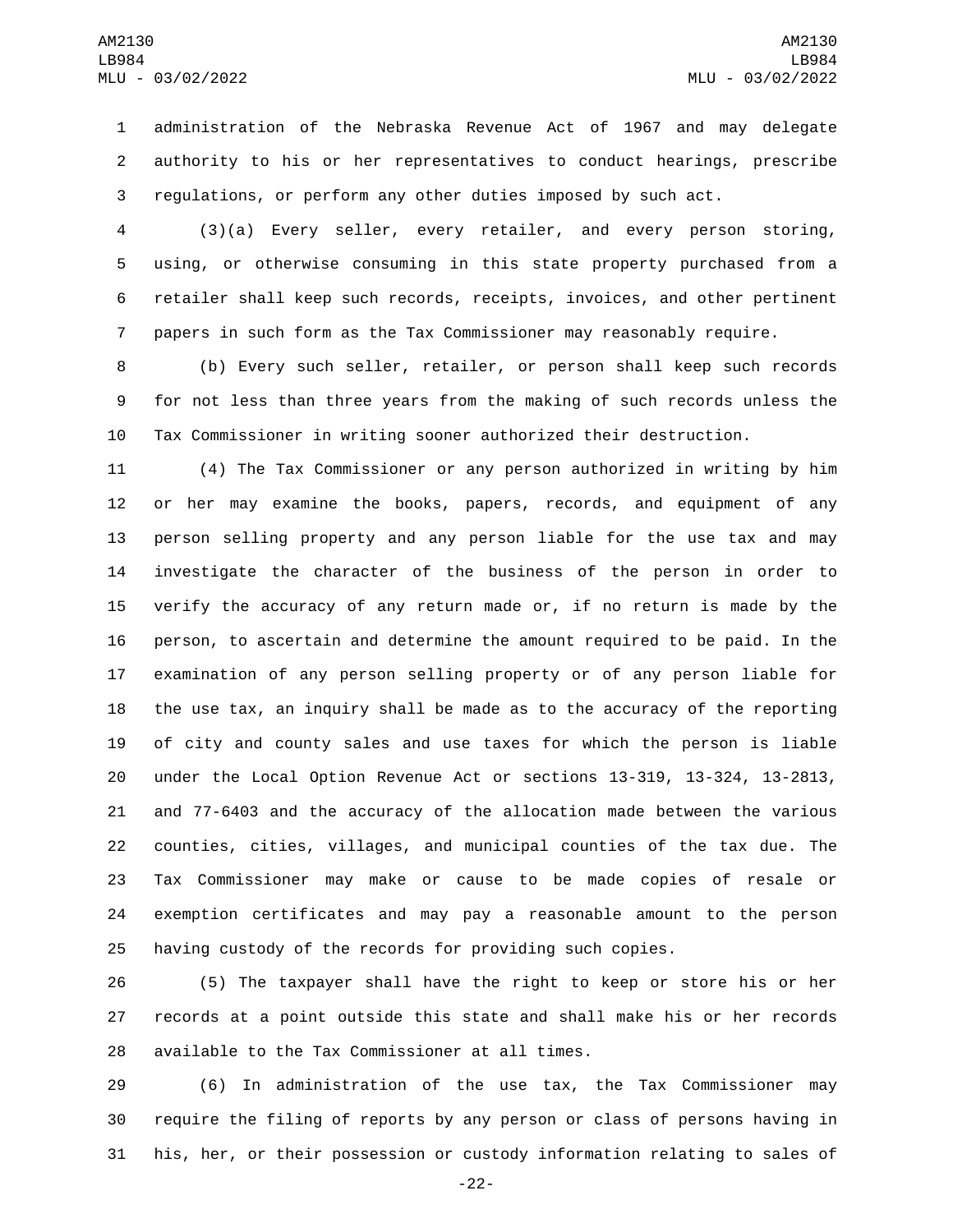administration of the Nebraska Revenue Act of 1967 and may delegate authority to his or her representatives to conduct hearings, prescribe regulations, or perform any other duties imposed by such act.

(3)(a) Every seller, every retailer, and every person storing, using, or otherwise consuming in this state property purchased from a retailer shall keep such records, receipts, invoices, and other pertinent papers in such form as the Tax Commissioner may reasonably require.

(b) Every such seller, retailer, or person shall keep such records for not less than three years from the making of such records unless the Tax Commissioner in writing sooner authorized their destruction.

(4) The Tax Commissioner or any person authorized in writing by him or her may examine the books, papers, records, and equipment of any person selling property and any person liable for the use tax and may investigate the character of the business of the person in order to verify the accuracy of any return made or, if no return is made by the person, to ascertain and determine the amount required to be paid. In the examination of any person selling property or of any person liable for the use tax, an inquiry shall be made as to the accuracy of the reporting of city and county sales and use taxes for which the person is liable under the Local Option Revenue Act or sections 13-319, 13-324, 13-2813, and 77-6403 and the accuracy of the allocation made between the various counties, cities, villages, and municipal counties of the tax due. The Tax Commissioner may make or cause to be made copies of resale or exemption certificates and may pay a reasonable amount to the person having custody of the records for providing such copies.

(5) The taxpayer shall have the right to keep or store his or her records at a point outside this state and shall make his or her records available to the Tax Commissioner at all times.

(6) In administration of the use tax, the Tax Commissioner may require the filing of reports by any person or class of persons having in his, her, or their possession or custody information relating to sales of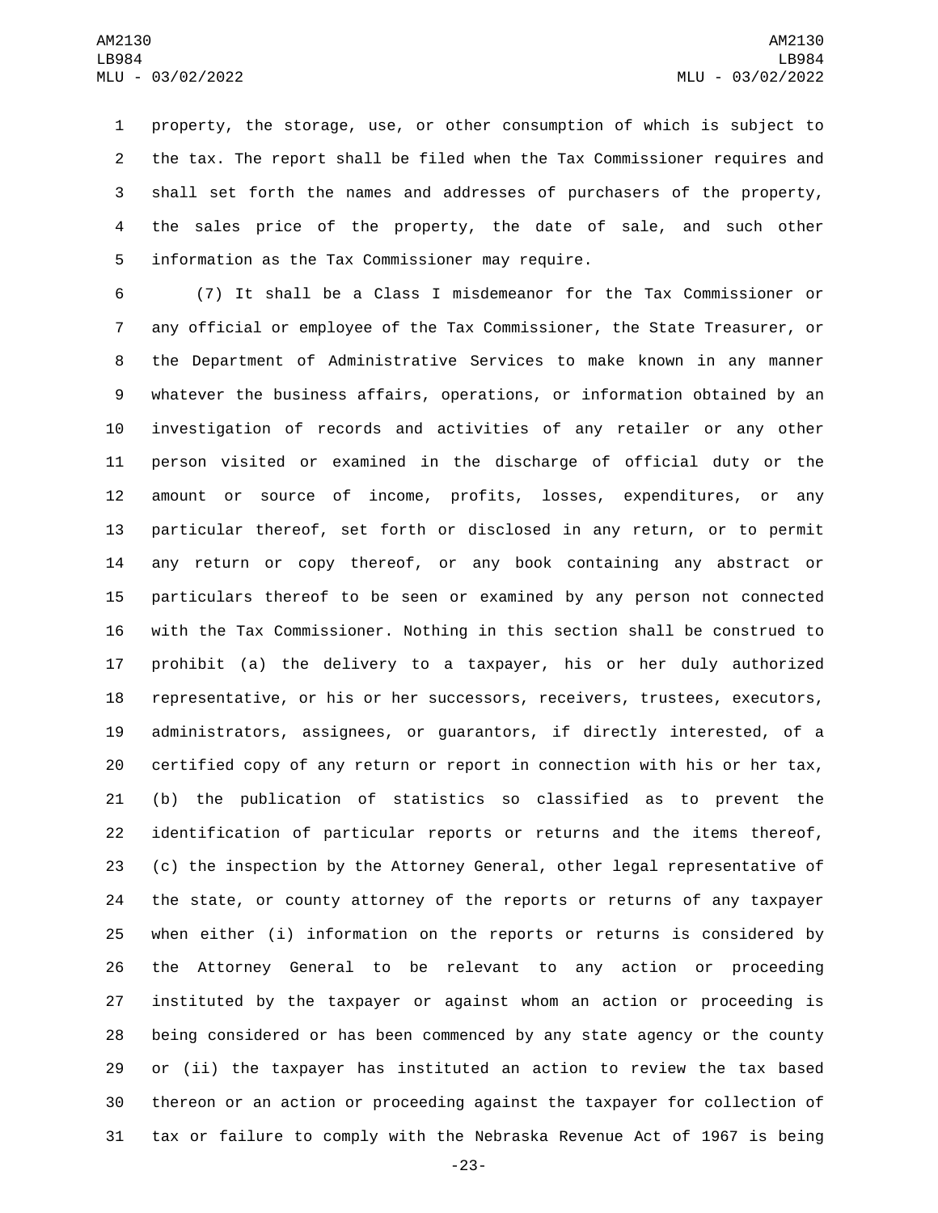property, the storage, use, or other consumption of which is subject to the tax. The report shall be filed when the Tax Commissioner requires and shall set forth the names and addresses of purchasers of the property, the sales price of the property, the date of sale, and such other information as the Tax Commissioner may require.

(7) It shall be a Class I misdemeanor for the Tax Commissioner or any official or employee of the Tax Commissioner, the State Treasurer, or the Department of Administrative Services to make known in any manner whatever the business affairs, operations, or information obtained by an investigation of records and activities of any retailer or any other person visited or examined in the discharge of official duty or the amount or source of income, profits, losses, expenditures, or any particular thereof, set forth or disclosed in any return, or to permit any return or copy thereof, or any book containing any abstract or particulars thereof to be seen or examined by any person not connected with the Tax Commissioner. Nothing in this section shall be construed to prohibit (a) the delivery to a taxpayer, his or her duly authorized representative, or his or her successors, receivers, trustees, executors, administrators, assignees, or guarantors, if directly interested, of a certified copy of any return or report in connection with his or her tax, (b) the publication of statistics so classified as to prevent the identification of particular reports or returns and the items thereof, (c) the inspection by the Attorney General, other legal representative of the state, or county attorney of the reports or returns of any taxpayer when either (i) information on the reports or returns is considered by the Attorney General to be relevant to any action or proceeding instituted by the taxpayer or against whom an action or proceeding is being considered or has been commenced by any state agency or the county or (ii) the taxpayer has instituted an action to review the tax based thereon or an action or proceeding against the taxpayer for collection of tax or failure to comply with the Nebraska Revenue Act of 1967 is being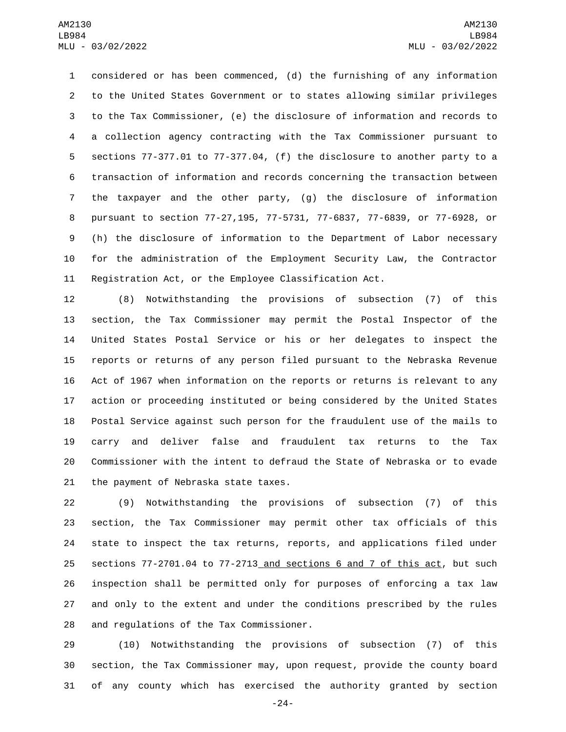considered or has been commenced, (d) the furnishing of any information to the United States Government or to states allowing similar privileges to the Tax Commissioner, (e) the disclosure of information and records to a collection agency contracting with the Tax Commissioner pursuant to sections 77-377.01 to 77-377.04, (f) the disclosure to another party to a transaction of information and records concerning the transaction between the taxpayer and the other party, (g) the disclosure of information pursuant to section 77-27,195, 77-5731, 77-6837, 77-6839, or 77-6928, or (h) the disclosure of information to the Department of Labor necessary for the administration of the Employment Security Law, the Contractor Registration Act, or the Employee Classification Act.

(8) Notwithstanding the provisions of subsection (7) of this section, the Tax Commissioner may permit the Postal Inspector of the United States Postal Service or his or her delegates to inspect the reports or returns of any person filed pursuant to the Nebraska Revenue Act of 1967 when information on the reports or returns is relevant to any action or proceeding instituted or being considered by the United States Postal Service against such person for the fraudulent use of the mails to carry and deliver false and fraudulent tax returns to the Tax Commissioner with the intent to defraud the State of Nebraska or to evade the payment of Nebraska state taxes.

(9) Notwithstanding the provisions of subsection (7) of this section, the Tax Commissioner may permit other tax officials of this state to inspect the tax returns, reports, and applications filed under sections 77-2701.04 to 77-2713 <u>and sections 6 and 7 of this act</u>, but such inspection shall be permitted only for purposes of enforcing a tax law and only to the extent and under the conditions prescribed by the rules and regulations of the Tax Commissioner.

(10) Notwithstanding the provisions of subsection (7) of this section, the Tax Commissioner may, upon request, provide the county board of any county which has exercised the authority granted by section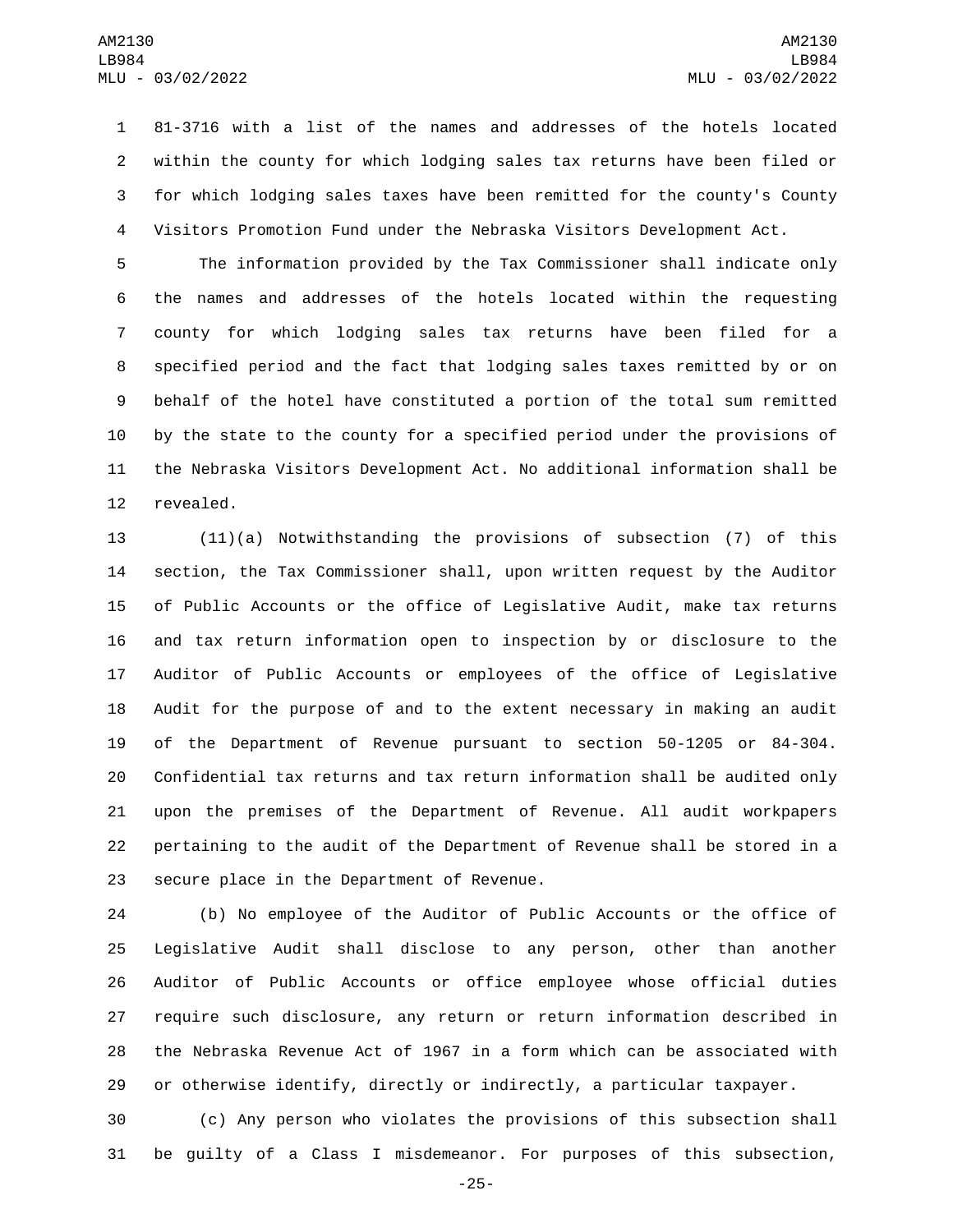81-3716 with a list of the names and addresses of the hotels located within the county for which lodging sales tax returns have been filed or for which lodging sales taxes have been remitted for the county's County Visitors Promotion Fund under the Nebraska Visitors Development Act.

The information provided by the Tax Commissioner shall indicate only the names and addresses of the hotels located within the requesting county for which lodging sales tax returns have been filed for a specified period and the fact that lodging sales taxes remitted by or on behalf of the hotel have constituted a portion of the total sum remitted by the state to the county for a specified period under the provisions of the Nebraska Visitors Development Act. No additional information shall be revealed.

(11)(a) Notwithstanding the provisions of subsection (7) of this section, the Tax Commissioner shall, upon written request by the Auditor of Public Accounts or the office of Legislative Audit, make tax returns and tax return information open to inspection by or disclosure to the Auditor of Public Accounts or employees of the office of Legislative Audit for the purpose of and to the extent necessary in making an audit of the Department of Revenue pursuant to section 50-1205 or 84-304. Confidential tax returns and tax return information shall be audited only upon the premises of the Department of Revenue. All audit workpapers pertaining to the audit of the Department of Revenue shall be stored in a secure place in the Department of Revenue.

(b) No employee of the Auditor of Public Accounts or the office of Legislative Audit shall disclose to any person, other than another Auditor of Public Accounts or office employee whose official duties require such disclosure, any return or return information described in the Nebraska Revenue Act of 1967 in a form which can be associated with or otherwise identify, directly or indirectly, a particular taxpayer.

(c) Any person who violates the provisions of this subsection shall be guilty of a Class I misdemeanor. For purposes of this subsection,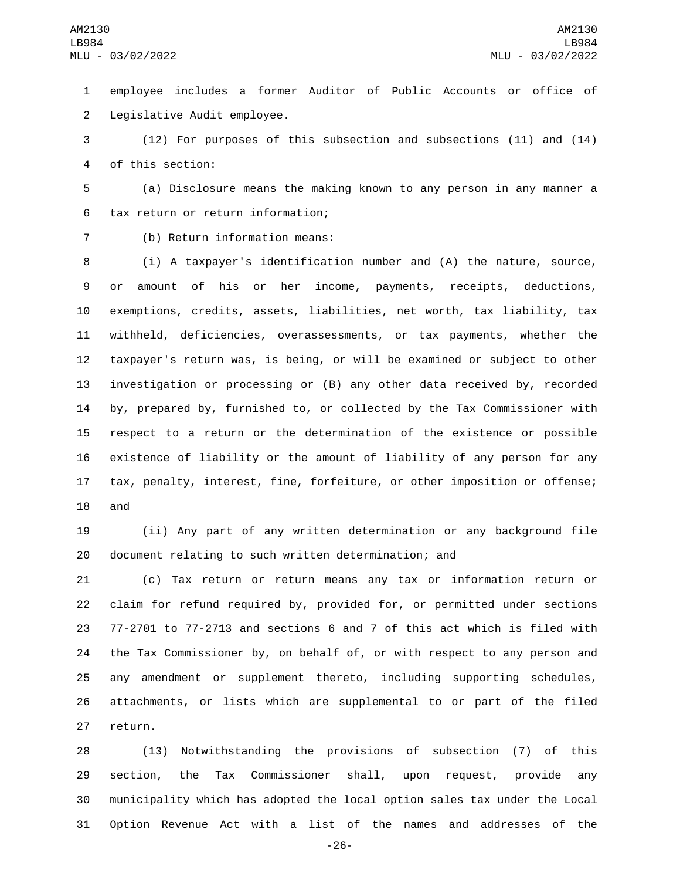employee includes a former Auditor of Public Accounts or office of Legislative Audit employee.

(12) For purposes of this subsection and subsections (11) and (14) of this section:

(a) Disclosure means the making known to any person in any manner a tax return or return information;

(b) Return information means:

(i) A taxpayer's identification number and (A) the nature, source, or amount of his or her income, payments, receipts, deductions, exemptions, credits, assets, liabilities, net worth, tax liability, tax withheld, deficiencies, overassessments, or tax payments, whether the taxpayer's return was, is being, or will be examined or subject to other investigation or processing or (B) any other data received by, recorded by, prepared by, furnished to, or collected by the Tax Commissioner with respect to a return or the determination of the existence or possible existence of liability or the amount of liability of any person for any tax, penalty, interest, fine, forfeiture, or other imposition or offense; and

(ii) Any part of any written determination or any background file document relating to such written determination; and

(c) Tax return or return means any tax or information return or claim for refund required by, provided for, or permitted under sections 77-2701 to 77-2713 and sections 6 and 7 of this act which is filed with the Tax Commissioner by, on behalf of, or with respect to any person and any amendment or supplement thereto, including supporting schedules, attachments, or lists which are supplemental to or part of the filed return.

(13) Notwithstanding the provisions of subsection (7) of this section, the Tax Commissioner shall, upon request, provide any municipality which has adopted the local option sales tax under the Local Option Revenue Act with a list of the names and addresses of the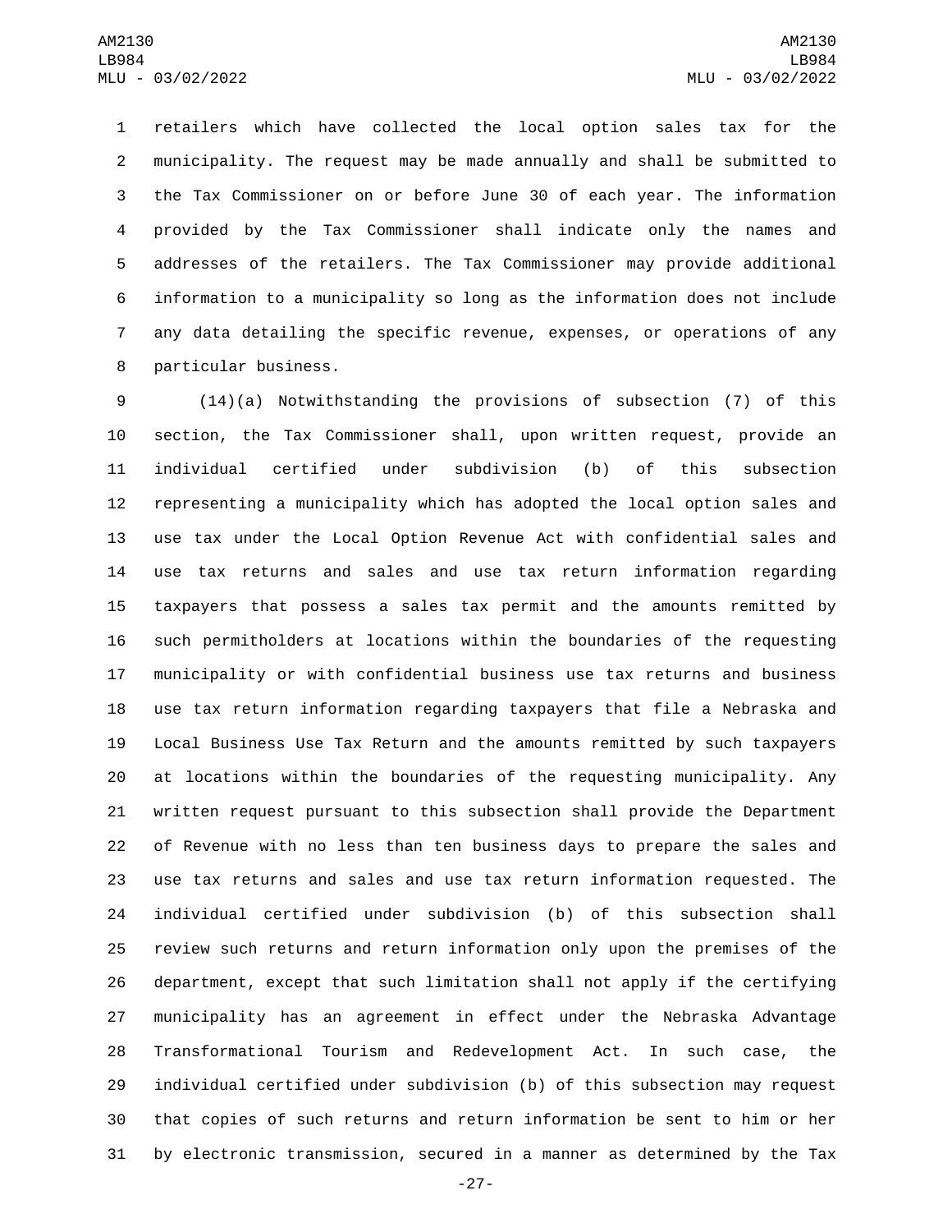retailers which have collected the local option sales tax for the municipality. The request may be made annually and shall be submitted to the Tax Commissioner on or before June 30 of each year. The information provided by the Tax Commissioner shall indicate only the names and addresses of the retailers. The Tax Commissioner may provide additional information to a municipality so long as the information does not include any data detailing the specific revenue, expenses, or operations of any particular business.

(14)(a) Notwithstanding the provisions of subsection (7) of this section, the Tax Commissioner shall, upon written request, provide an individual certified under subdivision (b) of this subsection representing a municipality which has adopted the local option sales and use tax under the Local Option Revenue Act with confidential sales and use tax returns and sales and use tax return information regarding taxpayers that possess a sales tax permit and the amounts remitted by such permitholders at locations within the boundaries of the requesting municipality or with confidential business use tax returns and business use tax return information regarding taxpayers that file a Nebraska and Local Business Use Tax Return and the amounts remitted by such taxpayers at locations within the boundaries of the requesting municipality. Any written request pursuant to this subsection shall provide the Department of Revenue with no less than ten business days to prepare the sales and use tax returns and sales and use tax return information requested. The individual certified under subdivision (b) of this subsection shall review such returns and return information only upon the premises of the department, except that such limitation shall not apply if the certifying municipality has an agreement in effect under the Nebraska Advantage Transformational Tourism and Redevelopment Act. In such case, the individual certified under subdivision (b) of this subsection may request that copies of such returns and return information be sent to him or her by electronic transmission, secured in a manner as determined by the Tax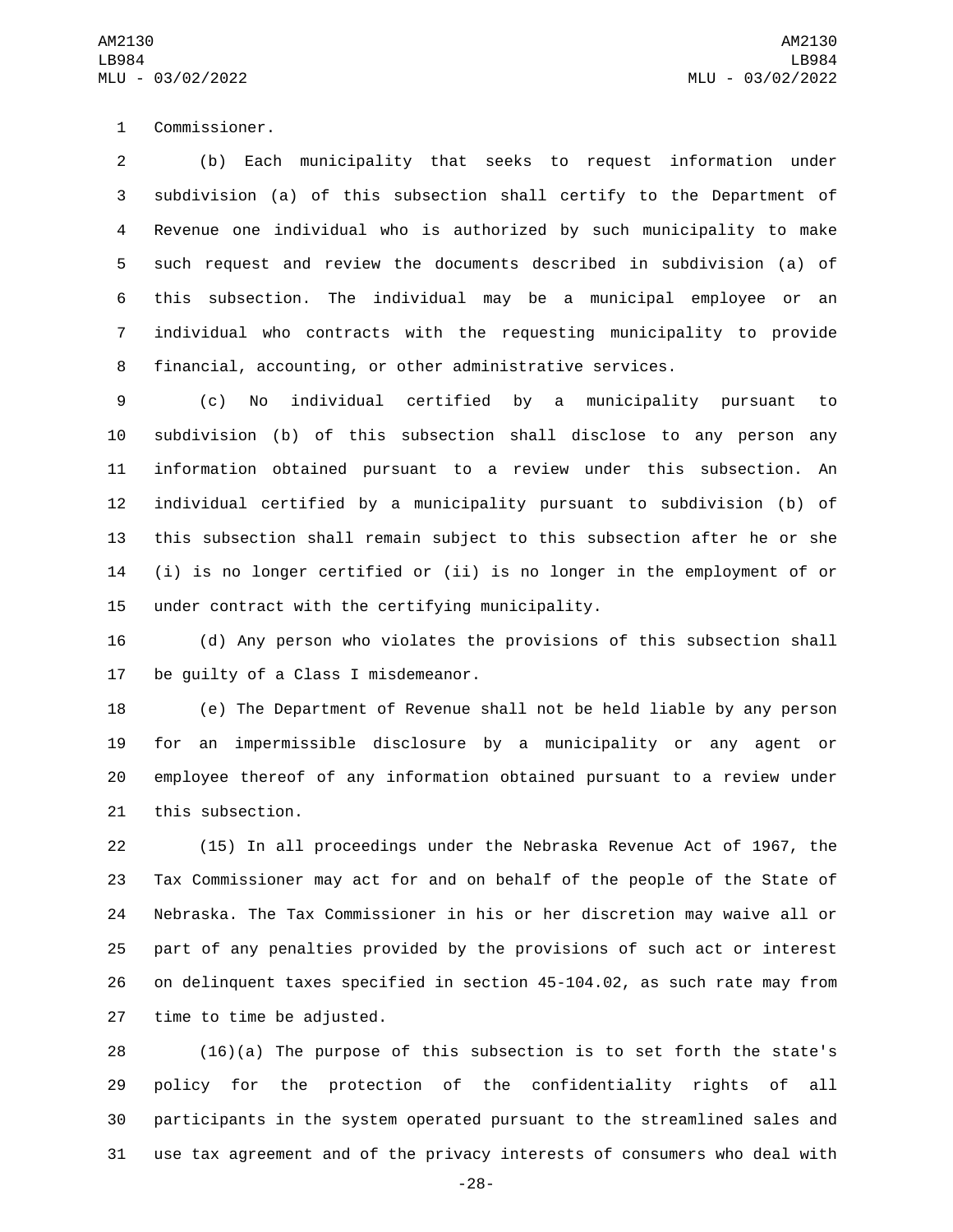Commissioner.

(b) Each municipality that seeks to request information under subdivision (a) of this subsection shall certify to the Department of Revenue one individual who is authorized by such municipality to make such request and review the documents described in subdivision (a) of this subsection. The individual may be a municipal employee or an individual who contracts with the requesting municipality to provide financial, accounting, or other administrative services.

(c) No individual certified by a municipality pursuant to subdivision (b) of this subsection shall disclose to any person any information obtained pursuant to a review under this subsection. An individual certified by a municipality pursuant to subdivision (b) of this subsection shall remain subject to this subsection after he or she (i) is no longer certified or (ii) is no longer in the employment of or under contract with the certifying municipality.

(d) Any person who violates the provisions of this subsection shall be guilty of a Class I misdemeanor.

(e) The Department of Revenue shall not be held liable by any person for an impermissible disclosure by a municipality or any agent or employee thereof of any information obtained pursuant to a review under this subsection.

(15) In all proceedings under the Nebraska Revenue Act of 1967, the Tax Commissioner may act for and on behalf of the people of the State of Nebraska. The Tax Commissioner in his or her discretion may waive all or part of any penalties provided by the provisions of such act or interest on delinquent taxes specified in section 45-104.02, as such rate may from time to time be adjusted.

(16)(a) The purpose of this subsection is to set forth the state's policy for the protection of the confidentiality rights of all participants in the system operated pursuant to the streamlined sales and use tax agreement and of the privacy interests of consumers who deal with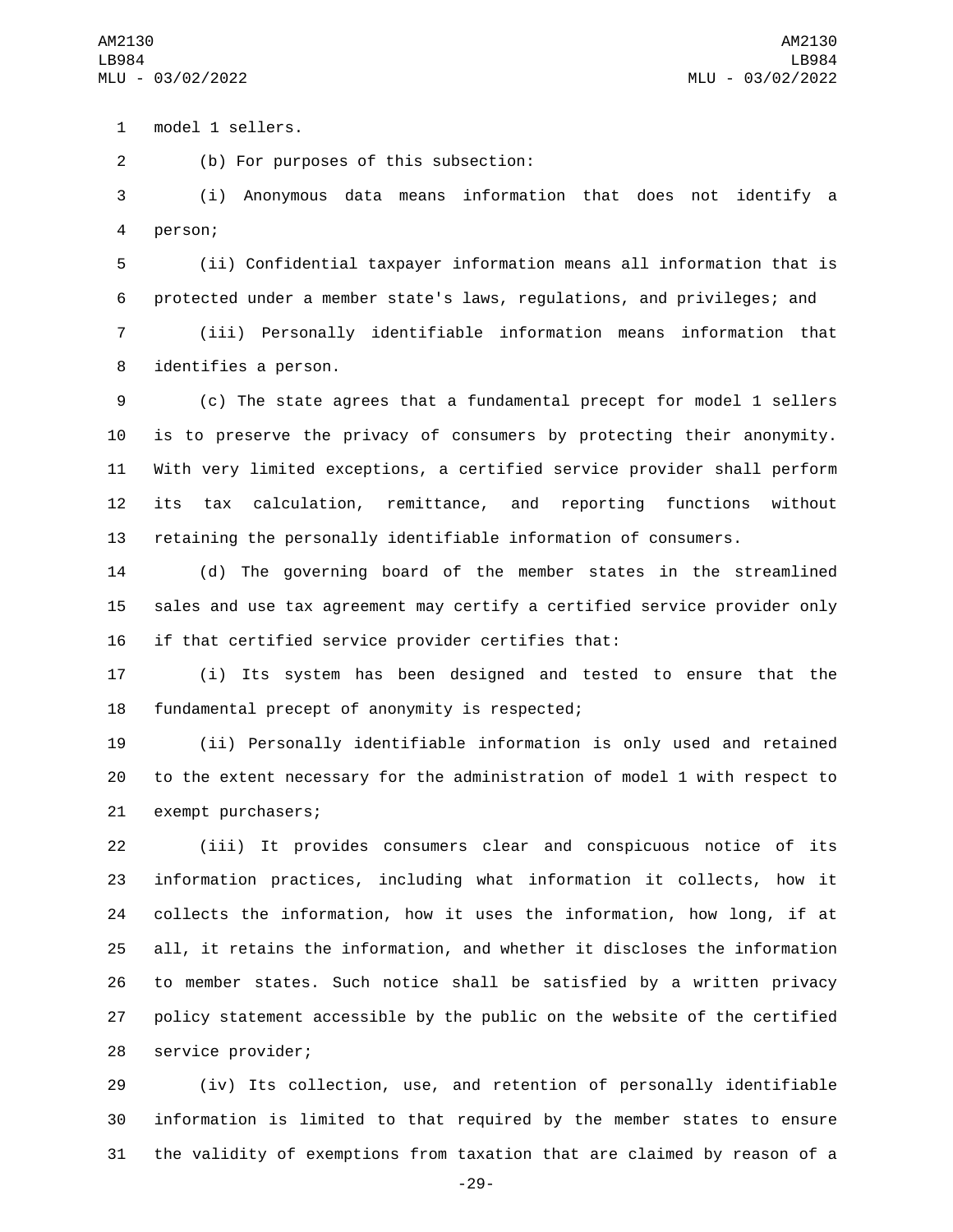model 1 sellers.

(b) For purposes of this subsection:

(i) Anonymous data means information that does not identify a person;

(ii) Confidential taxpayer information means all information that is protected under a member state's laws, regulations, and privileges; and

(iii) Personally identifiable information means information that identifies a person.

(c) The state agrees that a fundamental precept for model 1 sellers is to preserve the privacy of consumers by protecting their anonymity. With very limited exceptions, a certified service provider shall perform its tax calculation, remittance, and reporting functions without retaining the personally identifiable information of consumers.

(d) The governing board of the member states in the streamlined sales and use tax agreement may certify a certified service provider only if that certified service provider certifies that:

(i) Its system has been designed and tested to ensure that the fundamental precept of anonymity is respected;

(ii) Personally identifiable information is only used and retained to the extent necessary for the administration of model 1 with respect to exempt purchasers;

(iii) It provides consumers clear and conspicuous notice of its information practices, including what information it collects, how it collects the information, how it uses the information, how long, if at all, it retains the information, and whether it discloses the information to member states. Such notice shall be satisfied by a written privacy policy statement accessible by the public on the website of the certified service provider;

(iv) Its collection, use, and retention of personally identifiable information is limited to that required by the member states to ensure the validity of exemptions from taxation that are claimed by reason of a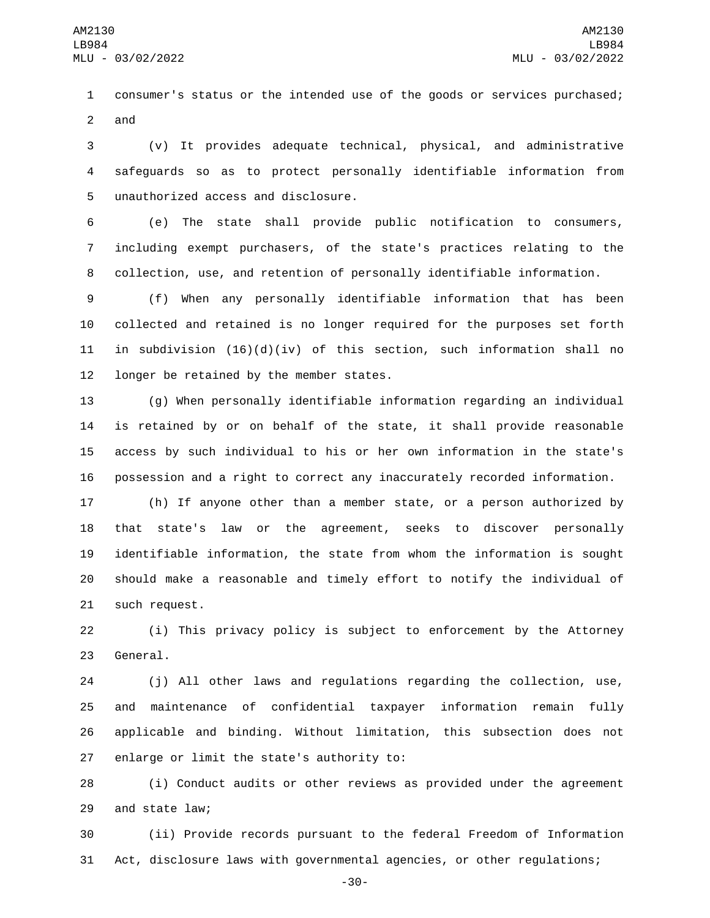consumer's status or the intended use of the goods or services purchased; and

(v) It provides adequate technical, physical, and administrative safeguards so as to protect personally identifiable information from unauthorized access and disclosure.

(e) The state shall provide public notification to consumers, including exempt purchasers, of the state's practices relating to the collection, use, and retention of personally identifiable information.

(f) When any personally identifiable information that has been collected and retained is no longer required for the purposes set forth in subdivision (16)(d)(iv) of this section, such information shall no longer be retained by the member states.

(g) When personally identifiable information regarding an individual is retained by or on behalf of the state, it shall provide reasonable access by such individual to his or her own information in the state's possession and a right to correct any inaccurately recorded information.

(h) If anyone other than a member state, or a person authorized by that state's law or the agreement, seeks to discover personally identifiable information, the state from whom the information is sought should make a reasonable and timely effort to notify the individual of such request.

(i) This privacy policy is subject to enforcement by the Attorney General.

(j) All other laws and regulations regarding the collection, use, and maintenance of confidential taxpayer information remain fully applicable and binding. Without limitation, this subsection does not enlarge or limit the state's authority to:

(i) Conduct audits or other reviews as provided under the agreement and state law;

(ii) Provide records pursuant to the federal Freedom of Information Act, disclosure laws with governmental agencies, or other regulations;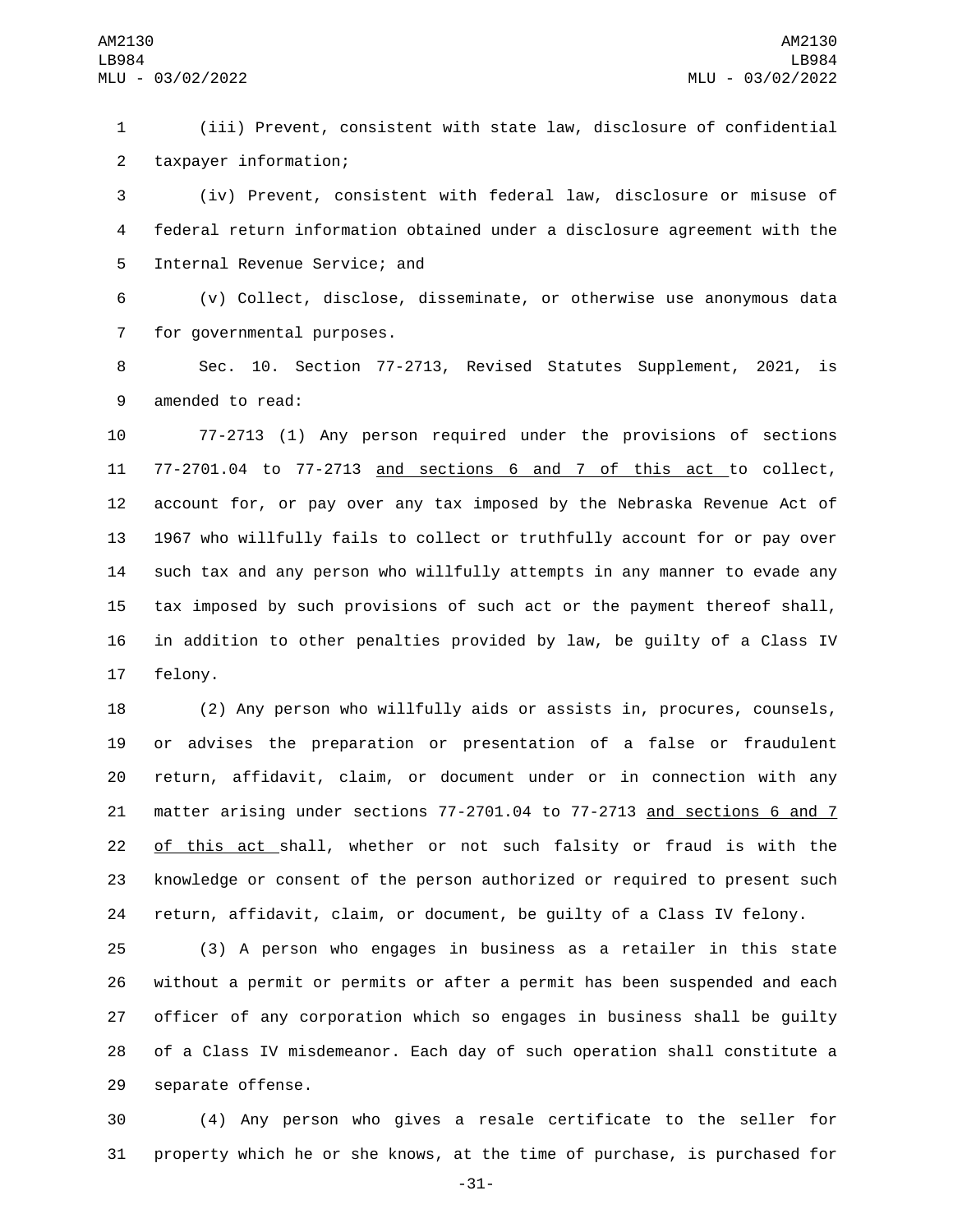(iii) Prevent, consistent with state law, disclosure of confidential taxpayer information;

(iv) Prevent, consistent with federal law, disclosure or misuse of federal return information obtained under a disclosure agreement with the Internal Revenue Service; and

(v) Collect, disclose, disseminate, or otherwise use anonymous data for governmental purposes.

Sec. 10. Section 77-2713, Revised Statutes Supplement, 2021, is amended to read:

77-2713 (1) Any person required under the provisions of sections 77-2701.04 to 77-2713 <u>and sections 6 and 7 of this act</u> to collect, account for, or pay over any tax imposed by the Nebraska Revenue Act of 1967 who willfully fails to collect or truthfully account for or pay over such tax and any person who willfully attempts in any manner to evade any tax imposed by such provisions of such act or the payment thereof shall, in addition to other penalties provided by law, be guilty of a Class IV felony.

(2) Any person who willfully aids or assists in, procures, counsels, or advises the preparation or presentation of a false or fraudulent return, affidavit, claim, or document under or in connection with any matter arising under sections 77-2701.04 to 77-2713 <u>and sections 6 and 7 of this act</u> shall, whether or not such falsity or fraud is with the knowledge or consent of the person authorized or required to present such return, affidavit, claim, or document, be guilty of a Class IV felony.

(3) A person who engages in business as a retailer in this state without a permit or permits or after a permit has been suspended and each officer of any corporation which so engages in business shall be guilty of a Class IV misdemeanor. Each day of such operation shall constitute a separate offense.

(4) Any person who gives a resale certificate to the seller for property which he or she knows, at the time of purchase, is purchased for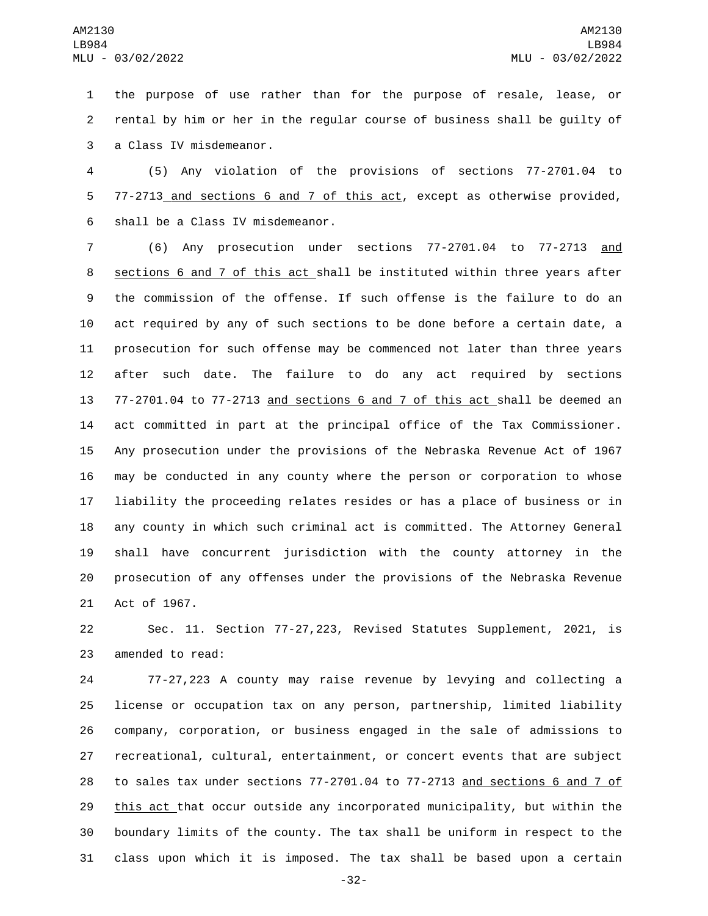the purpose of use rather than for the purpose of resale, lease, or rental by him or her in the regular course of business shall be guilty of a Class IV misdemeanor.

(5) Any violation of the provisions of sections 77-2701.04 to 77-2713 and sections 6 and 7 of this act, except as otherwise provided, shall be a Class IV misdemeanor.

(6) Any prosecution under sections 77-2701.04 to 77-2713 and sections 6 and 7 of this act shall be instituted within three years after the commission of the offense. If such offense is the failure to do an act required by any of such sections to be done before a certain date, a prosecution for such offense may be commenced not later than three years after such date. The failure to do any act required by sections 77-2701.04 to 77-2713 and sections 6 and 7 of this act shall be deemed an act committed in part at the principal office of the Tax Commissioner. Any prosecution under the provisions of the Nebraska Revenue Act of 1967 may be conducted in any county where the person or corporation to whose liability the proceeding relates resides or has a place of business or in any county in which such criminal act is committed. The Attorney General shall have concurrent jurisdiction with the county attorney in the prosecution of any offenses under the provisions of the Nebraska Revenue Act of 1967.

Sec. 11. Section 77-27,223, Revised Statutes Supplement, 2021, is amended to read:

77-27,223 A county may raise revenue by levying and collecting a license or occupation tax on any person, partnership, limited liability company, corporation, or business engaged in the sale of admissions to recreational, cultural, entertainment, or concert events that are subject to sales tax under sections 77-2701.04 to 77-2713 and sections 6 and 7 of this act that occur outside any incorporated municipality, but within the boundary limits of the county. The tax shall be uniform in respect to the class upon which it is imposed. The tax shall be based upon a certain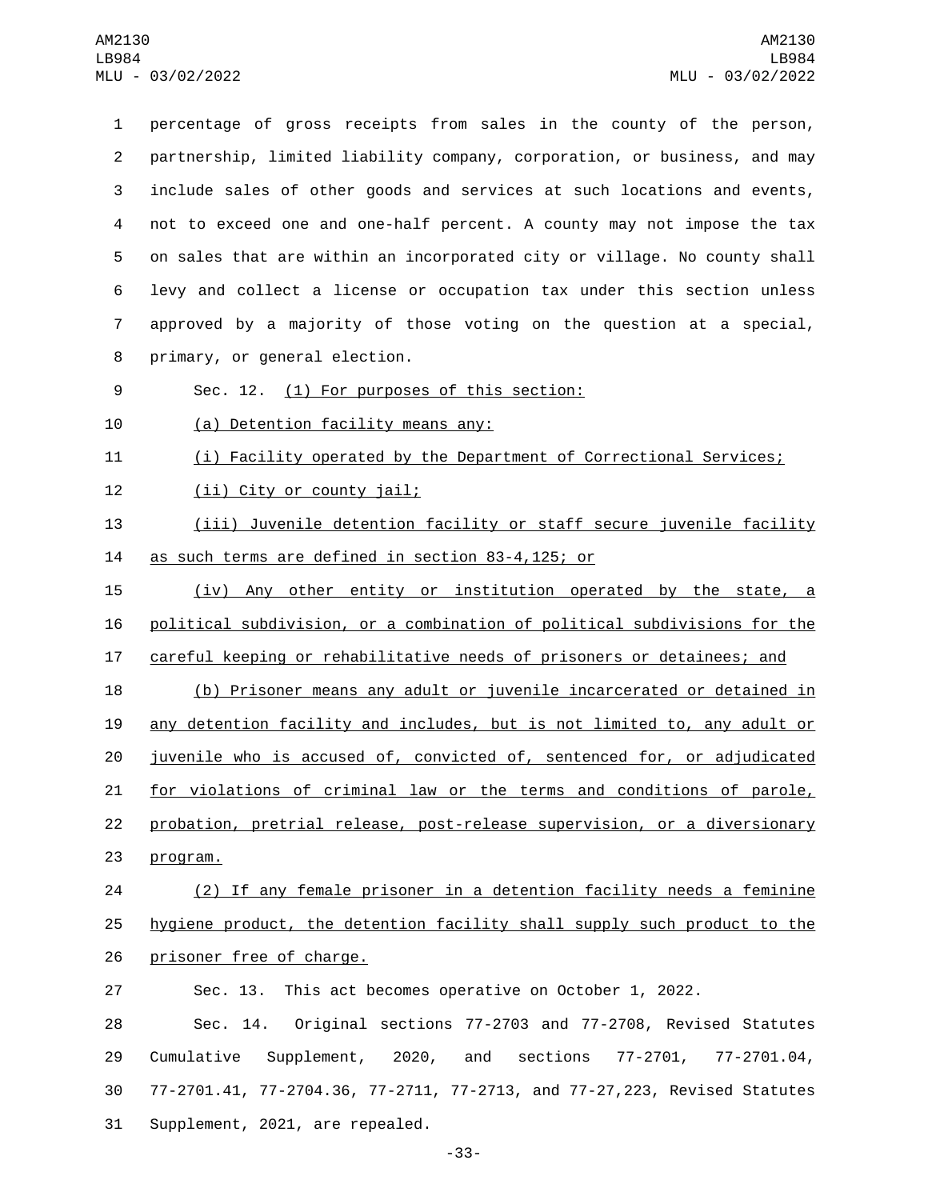percentage of gross receipts from sales in the county of the person, partnership, limited liability company, corporation, or business, and may include sales of other goods and services at such locations and events, not to exceed one and one-half percent. A county may not impose the tax on sales that are within an incorporated city or village. No county shall levy and collect a license or occupation tax under this section unless approved by a majority of those voting on the question at a special, primary, or general election.

Sec. 12. (1) For purposes of this section:

(a) Detention facility means any:

(i) Facility operated by the Department of Correctional Services;

(ii) City or county jail;

(iii) Juvenile detention facility or staff secure juvenile facility as such terms are defined in section 83-4,125; or

(iv) Any other entity or institution operated by the state, a political subdivision, or a combination of political subdivisions for the careful keeping or rehabilitative needs of prisoners or detainees; and

(b) Prisoner means any adult or juvenile incarcerated or detained in any detention facility and includes, but is not limited to, any adult or juvenile who is accused of, convicted of, sentenced for, or adjudicated for violations of criminal law or the terms and conditions of parole, probation, pretrial release, post-release supervision, or a diversionary program.

(2) If any female prisoner in a detention facility needs a feminine hygiene product, the detention facility shall supply such product to the prisoner free of charge.

Sec. 13. This act becomes operative on October 1, 2022.

Sec. 14. Original sections 77-2703 and 77-2708, Revised Statutes Cumulative Supplement, 2020, and sections 77-2701, 77-2701.04, 77-2701.41, 77-2704.36, 77-2711, 77-2713, and 77-27,223, Revised Statutes Supplement, 2021, are repealed.